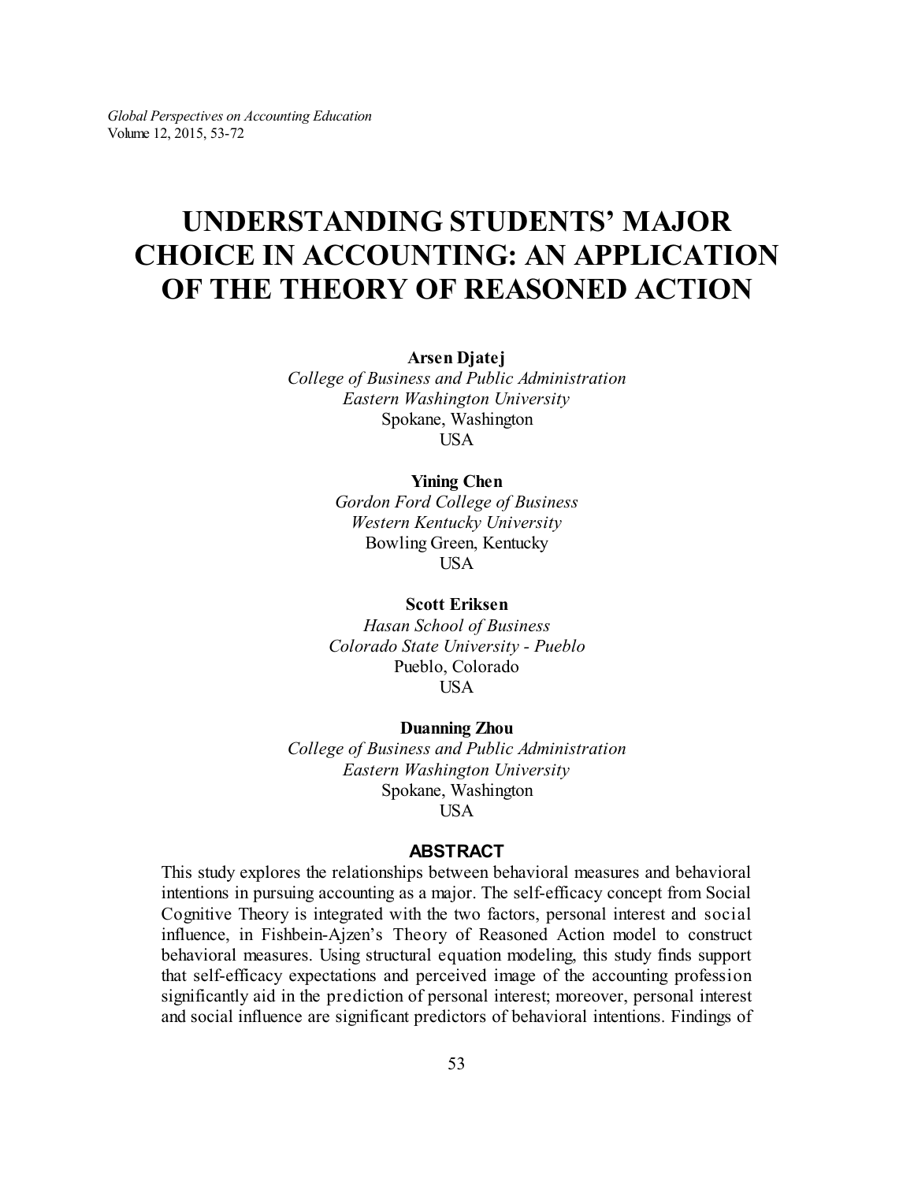# UNDERSTANDING STUDENTS' MAJOR CHOICE IN ACCOUNTING: AN APPLICATION OF THE THEORY OF REASONED ACTION

**Arsen Djatej**
*College of Business and Public Administration*
*Eastern Washington University*
Spokane, Washington
USA

**Yining Chen**
*Gordon Ford College of Business*
*Western Kentucky University*
Bowling Green, Kentucky
USA

**Scott Eriksen**
*Hasan School of Business*
*Colorado State University - Pueblo*
Pueblo, Colorado
USA

**Duanning Zhou**
*College of Business and Public Administration*
*Eastern Washington University*
Spokane, Washington
USA

## ABSTRACT

This study explores the relationships between behavioral measures and behavioral intentions in pursuing accounting as a major. The self-efficacy concept from Social Cognitive Theory is integrated with the two factors, personal interest and social influence, in Fishbein-Ajzen's Theory of Reasoned Action model to construct behavioral measures. Using structural equation modeling, this study finds support that self-efficacy expectations and perceived image of the accounting profession significantly aid in the prediction of personal interest; moreover, personal interest and social influence are significant predictors of behavioral intentions. Findings of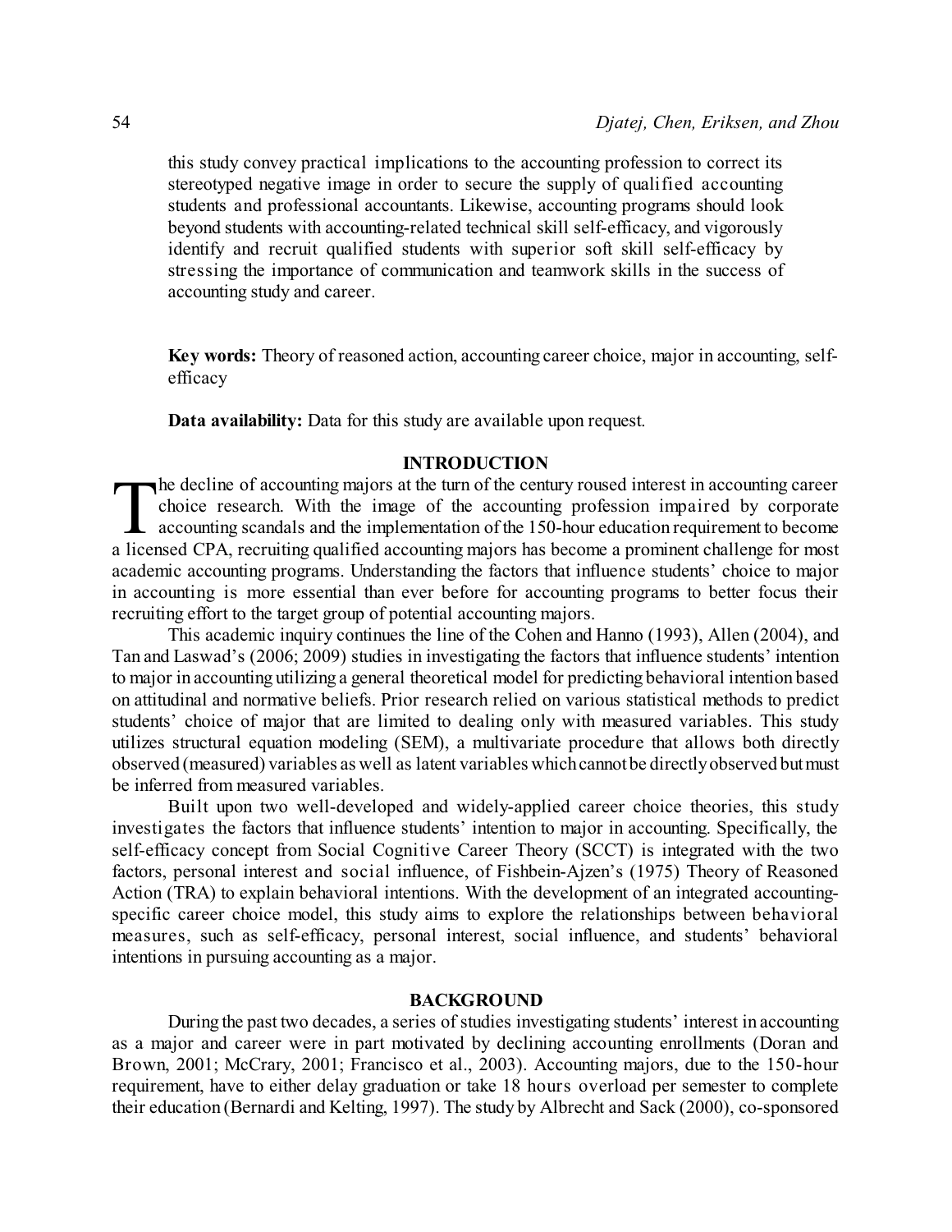this study convey practical implications to the accounting profession to correct its stereotyped negative image in order to secure the supply of qualified accounting students and professional accountants. Likewise, accounting programs should look beyond students with accounting-related technical skill self-efficacy, and vigorously identify and recruit qualified students with superior soft skill self-efficacy by stressing the importance of communication and teamwork skills in the success of accounting study and career.

**Key words:** Theory of reasoned action, accounting career choice, major in accounting, self-efficacy

**Data availability:** Data for this study are available upon request.

## INTRODUCTION

The decline of accounting majors at the turn of the century roused interest in accounting career choice research. With the image of the accounting profession impaired by corporate accounting scandals and the implementation of the 150-hour education requirement to become a licensed CPA, recruiting qualified accounting majors has become a prominent challenge for most academic accounting programs. Understanding the factors that influence students' choice to major in accounting is more essential than ever before for accounting programs to better focus their recruiting effort to the target group of potential accounting majors.

This academic inquiry continues the line of the Cohen and Hanno (1993), Allen (2004), and Tan and Laswad's (2006; 2009) studies in investigating the factors that influence students' intention to major in accounting utilizing a general theoretical model for predicting behavioral intention based on attitudinal and normative beliefs. Prior research relied on various statistical methods to predict students' choice of major that are limited to dealing only with measured variables. This study utilizes structural equation modeling (SEM), a multivariate procedure that allows both directly observed (measured) variables as well as latent variables which cannot be directly observed but must be inferred from measured variables.

Built upon two well-developed and widely-applied career choice theories, this study investigates the factors that influence students' intention to major in accounting. Specifically, the self-efficacy concept from Social Cognitive Career Theory (SCCT) is integrated with the two factors, personal interest and social influence, of Fishbein-Ajzen's (1975) Theory of Reasoned Action (TRA) to explain behavioral intentions. With the development of an integrated accounting-specific career choice model, this study aims to explore the relationships between behavioral measures, such as self-efficacy, personal interest, social influence, and students' behavioral intentions in pursuing accounting as a major.

## BACKGROUND

During the past two decades, a series of studies investigating students' interest in accounting as a major and career were in part motivated by declining accounting enrollments (Doran and Brown, 2001; McCrary, 2001; Francisco et al., 2003). Accounting majors, due to the 150-hour requirement, have to either delay graduation or take 18 hours overload per semester to complete their education (Bernardi and Kelting, 1997). The study by Albrecht and Sack (2000), co-sponsored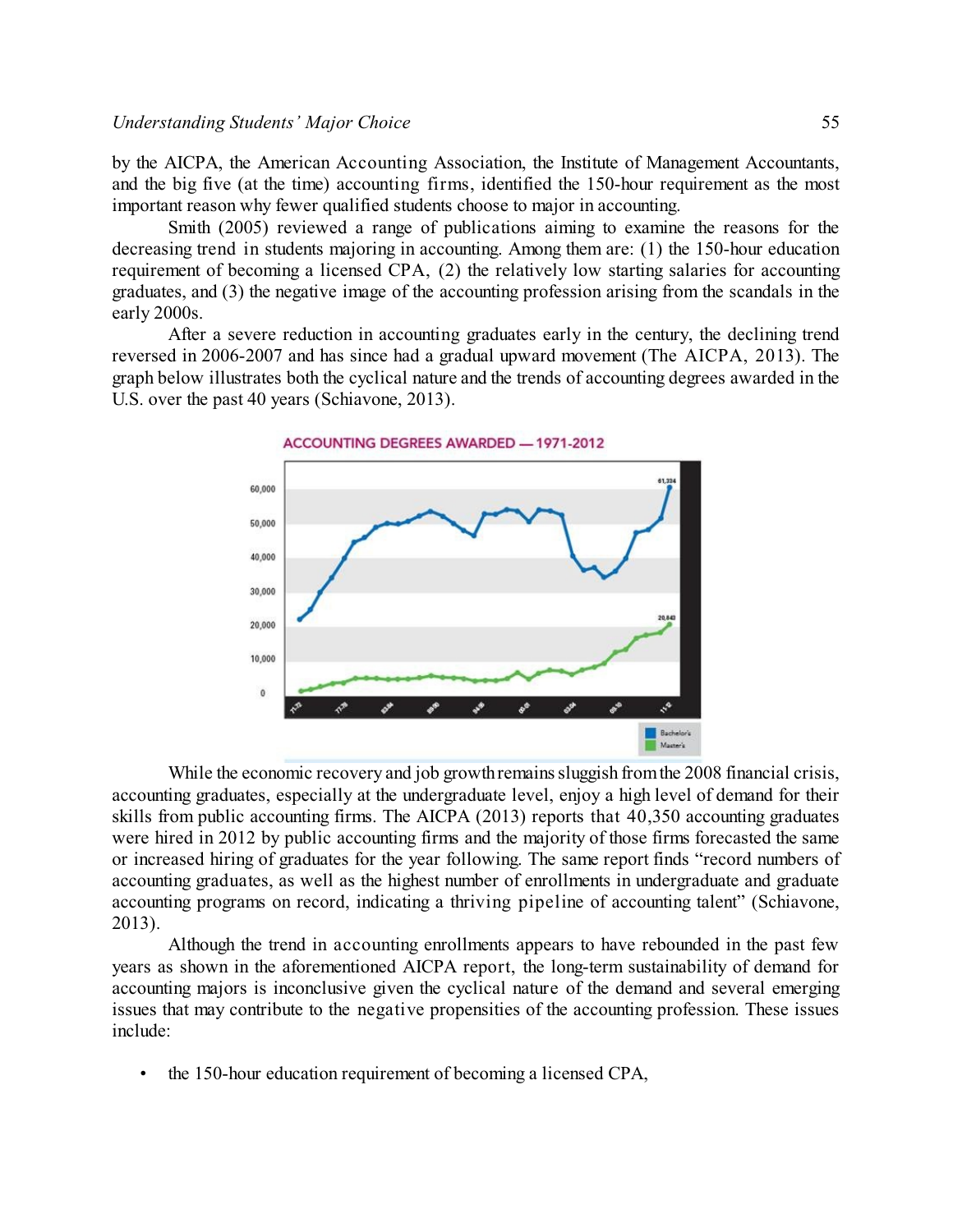by the AICPA, the American Accounting Association, the Institute of Management Accountants, and the big five (at the time) accounting firms, identified the 150-hour requirement as the most important reason why fewer qualified students choose to major in accounting.

Smith (2005) reviewed a range of publications aiming to examine the reasons for the decreasing trend in students majoring in accounting. Among them are: (1) the 150-hour education requirement of becoming a licensed CPA, (2) the relatively low starting salaries for accounting graduates, and (3) the negative image of the accounting profession arising from the scandals in the early 2000s.

After a severe reduction in accounting graduates early in the century, the declining trend reversed in 2006-2007 and has since had a gradual upward movement (The AICPA, 2013). The graph below illustrates both the cyclical nature and the trends of accounting degrees awarded in the U.S. over the past 40 years (Schiavone, 2013).

ACCOUNTING DEGREES AWARDED — 1971-2012

While the economic recovery and job growth remains sluggish from the 2008 financial crisis, accounting graduates, especially at the undergraduate level, enjoy a high level of demand for their skills from public accounting firms. The AICPA (2013) reports that 40,350 accounting graduates were hired in 2012 by public accounting firms and the majority of those firms forecasted the same or increased hiring of graduates for the year following. The same report finds "record numbers of accounting graduates, as well as the highest number of enrollments in undergraduate and graduate accounting programs on record, indicating a thriving pipeline of accounting talent" (Schiavone, 2013).

Although the trend in accounting enrollments appears to have rebounded in the past few years as shown in the aforementioned AICPA report, the long-term sustainability of demand for accounting majors is inconclusive given the cyclical nature of the demand and several emerging issues that may contribute to the negative propensities of the accounting profession. These issues include:

- the 150-hour education requirement of becoming a licensed CPA,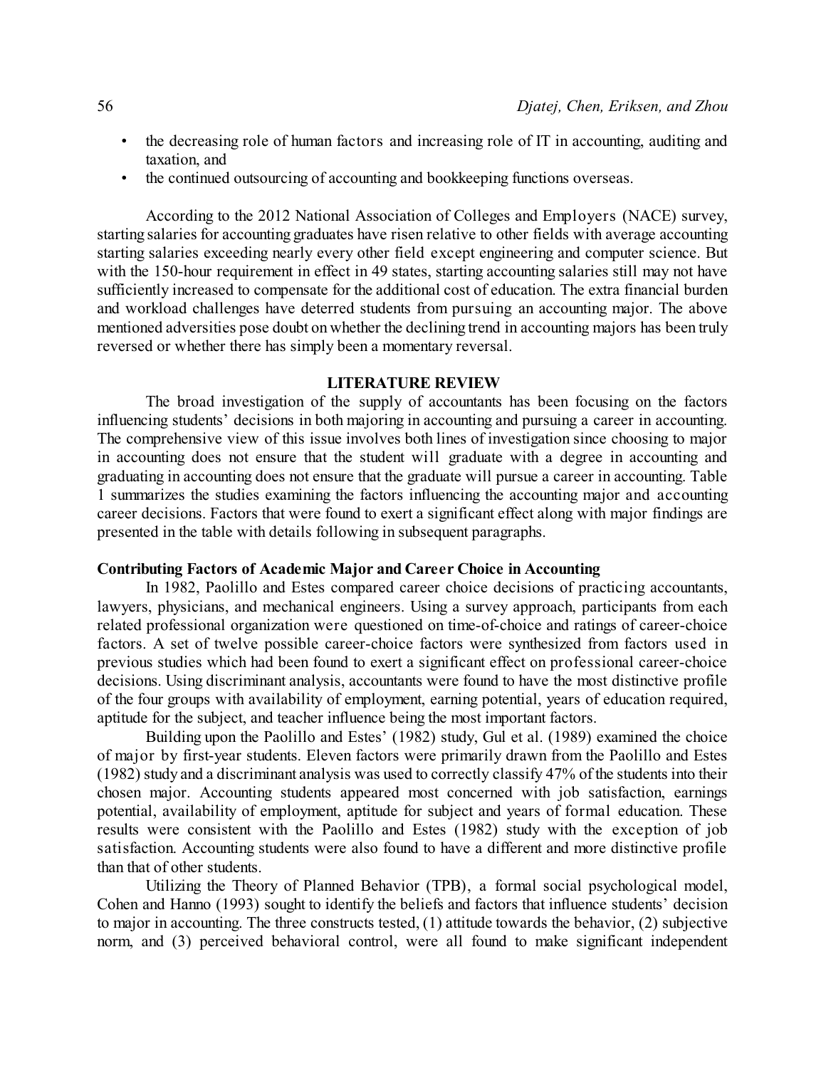- the decreasing role of human factors and increasing role of IT in accounting, auditing and taxation, and
- the continued outsourcing of accounting and bookkeeping functions overseas.

According to the 2012 National Association of Colleges and Employers (NACE) survey, starting salaries for accounting graduates have risen relative to other fields with average accounting starting salaries exceeding nearly every other field except engineering and computer science. But with the 150-hour requirement in effect in 49 states, starting accounting salaries still may not have sufficiently increased to compensate for the additional cost of education. The extra financial burden and workload challenges have deterred students from pursuing an accounting major. The above mentioned adversities pose doubt on whether the declining trend in accounting majors has been truly reversed or whether there has simply been a momentary reversal.

## LITERATURE REVIEW

The broad investigation of the supply of accountants has been focusing on the factors influencing students' decisions in both majoring in accounting and pursuing a career in accounting. The comprehensive view of this issue involves both lines of investigation since choosing to major in accounting does not ensure that the student will graduate with a degree in accounting and graduating in accounting does not ensure that the graduate will pursue a career in accounting. Table 1 summarizes the studies examining the factors influencing the accounting major and accounting career decisions. Factors that were found to exert a significant effect along with major findings are presented in the table with details following in subsequent paragraphs.

### Contributing Factors of Academic Major and Career Choice in Accounting

In 1982, Paolillo and Estes compared career choice decisions of practicing accountants, lawyers, physicians, and mechanical engineers. Using a survey approach, participants from each related professional organization were questioned on time-of-choice and ratings of career-choice factors. A set of twelve possible career-choice factors were synthesized from factors used in previous studies which had been found to exert a significant effect on professional career-choice decisions. Using discriminant analysis, accountants were found to have the most distinctive profile of the four groups with availability of employment, earning potential, years of education required, aptitude for the subject, and teacher influence being the most important factors.

Building upon the Paolillo and Estes' (1982) study, Gul et al. (1989) examined the choice of major by first-year students. Eleven factors were primarily drawn from the Paolillo and Estes (1982) study and a discriminant analysis was used to correctly classify 47% of the students into their chosen major. Accounting students appeared most concerned with job satisfaction, earnings potential, availability of employment, aptitude for subject and years of formal education. These results were consistent with the Paolillo and Estes (1982) study with the exception of job satisfaction. Accounting students were also found to have a different and more distinctive profile than that of other students.

Utilizing the Theory of Planned Behavior (TPB), a formal social psychological model, Cohen and Hanno (1993) sought to identify the beliefs and factors that influence students' decision to major in accounting. The three constructs tested, (1) attitude towards the behavior, (2) subjective norm, and (3) perceived behavioral control, were all found to make significant independent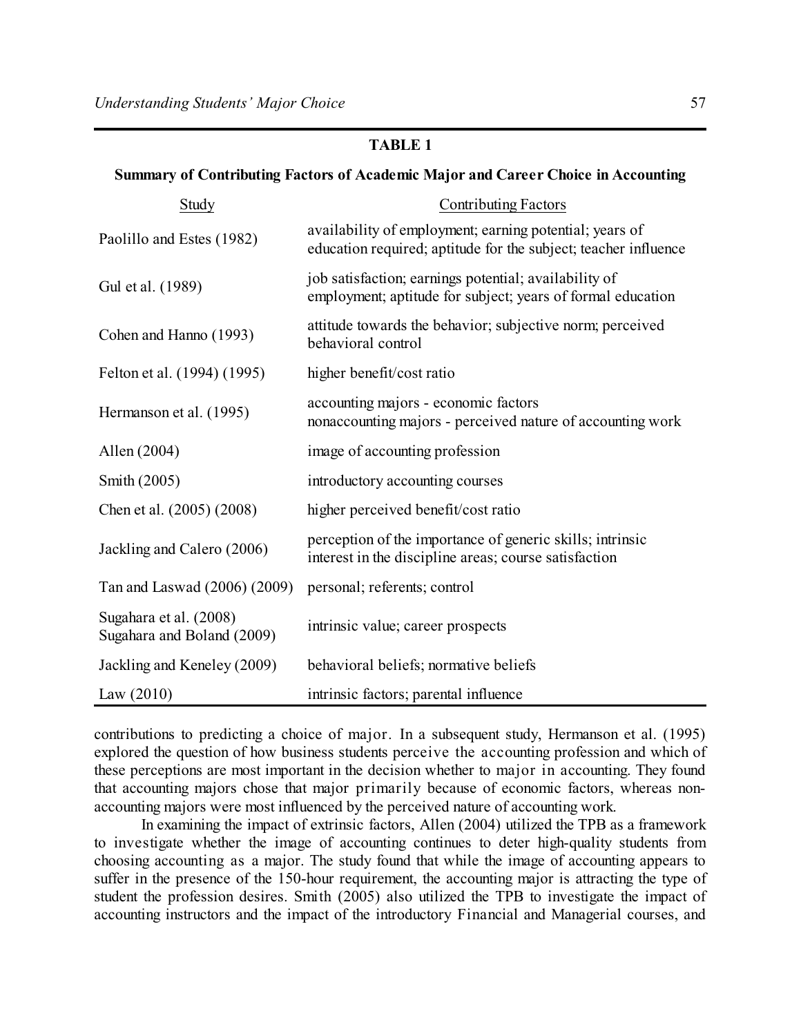**TABLE 1**

**Summary of Contributing Factors of Academic Major and Career Choice in Accounting**

| Study | Contributing Factors |
|---|---|
| Paolillo and Estes (1982) | availability of employment; earning potential; years of education required; aptitude for the subject; teacher influence |
| Gul et al. (1989) | job satisfaction; earnings potential; availability of employment; aptitude for subject; years of formal education |
| Cohen and Hanno (1993) | attitude towards the behavior; subjective norm; perceived behavioral control |
| Felton et al. (1994) (1995) | higher benefit/cost ratio |
| Hermanson et al. (1995) | accounting majors - economic factors<br>nonaccounting majors - perceived nature of accounting work |
| Allen (2004) | image of accounting profession |
| Smith (2005) | introductory accounting courses |
| Chen et al. (2005) (2008) | higher perceived benefit/cost ratio |
| Jackling and Calero (2006) | perception of the importance of generic skills; intrinsic interest in the discipline areas; course satisfaction |
| Tan and Laswad (2006) (2009) | personal; referents; control |
| Sugahara et al. (2008)<br>Sugahara and Boland (2009) | intrinsic value; career prospects |
| Jackling and Keneley (2009) | behavioral beliefs; normative beliefs |
| Law (2010) | intrinsic factors; parental influence |

contributions to predicting a choice of major. In a subsequent study, Hermanson et al. (1995) explored the question of how business students perceive the accounting profession and which of these perceptions are most important in the decision whether to major in accounting. They found that accounting majors chose that major primarily because of economic factors, whereas non-accounting majors were most influenced by the perceived nature of accounting work.

In examining the impact of extrinsic factors, Allen (2004) utilized the TPB as a framework to investigate whether the image of accounting continues to deter high-quality students from choosing accounting as a major. The study found that while the image of accounting appears to suffer in the presence of the 150-hour requirement, the accounting major is attracting the type of student the profession desires. Smith (2005) also utilized the TPB to investigate the impact of accounting instructors and the impact of the introductory Financial and Managerial courses, and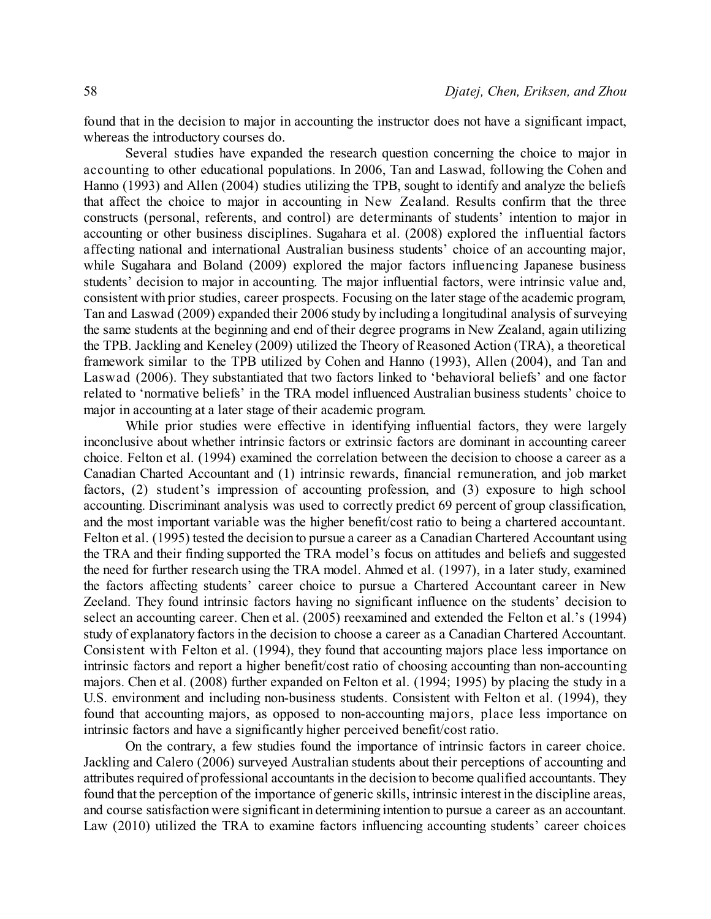found that in the decision to major in accounting the instructor does not have a significant impact, whereas the introductory courses do.

Several studies have expanded the research question concerning the choice to major in accounting to other educational populations. In 2006, Tan and Laswad, following the Cohen and Hanno (1993) and Allen (2004) studies utilizing the TPB, sought to identify and analyze the beliefs that affect the choice to major in accounting in New Zealand. Results confirm that the three constructs (personal, referents, and control) are determinants of students' intention to major in accounting or other business disciplines. Sugahara et al. (2008) explored the influential factors affecting national and international Australian business students' choice of an accounting major, while Sugahara and Boland (2009) explored the major factors influencing Japanese business students' decision to major in accounting. The major influential factors, were intrinsic value and, consistent with prior studies, career prospects. Focusing on the later stage of the academic program, Tan and Laswad (2009) expanded their 2006 study by including a longitudinal analysis of surveying the same students at the beginning and end of their degree programs in New Zealand, again utilizing the TPB. Jackling and Keneley (2009) utilized the Theory of Reasoned Action (TRA), a theoretical framework similar to the TPB utilized by Cohen and Hanno (1993), Allen (2004), and Tan and Laswad (2006). They substantiated that two factors linked to 'behavioral beliefs' and one factor related to 'normative beliefs' in the TRA model influenced Australian business students' choice to major in accounting at a later stage of their academic program.

While prior studies were effective in identifying influential factors, they were largely inconclusive about whether intrinsic factors or extrinsic factors are dominant in accounting career choice. Felton et al. (1994) examined the correlation between the decision to choose a career as a Canadian Charted Accountant and (1) intrinsic rewards, financial remuneration, and job market factors, (2) student's impression of accounting profession, and (3) exposure to high school accounting. Discriminant analysis was used to correctly predict 69 percent of group classification, and the most important variable was the higher benefit/cost ratio to being a chartered accountant. Felton et al. (1995) tested the decision to pursue a career as a Canadian Chartered Accountant using the TRA and their finding supported the TRA model's focus on attitudes and beliefs and suggested the need for further research using the TRA model. Ahmed et al. (1997), in a later study, examined the factors affecting students' career choice to pursue a Chartered Accountant career in New Zeeland. They found intrinsic factors having no significant influence on the students' decision to select an accounting career. Chen et al. (2005) reexamined and extended the Felton et al.'s (1994) study of explanatory factors in the decision to choose a career as a Canadian Chartered Accountant. Consistent with Felton et al. (1994), they found that accounting majors place less importance on intrinsic factors and report a higher benefit/cost ratio of choosing accounting than non-accounting majors. Chen et al. (2008) further expanded on Felton et al. (1994; 1995) by placing the study in a U.S. environment and including non-business students. Consistent with Felton et al. (1994), they found that accounting majors, as opposed to non-accounting majors, place less importance on intrinsic factors and have a significantly higher perceived benefit/cost ratio.

On the contrary, a few studies found the importance of intrinsic factors in career choice. Jackling and Calero (2006) surveyed Australian students about their perceptions of accounting and attributes required of professional accountants in the decision to become qualified accountants. They found that the perception of the importance of generic skills, intrinsic interest in the discipline areas, and course satisfaction were significant in determining intention to pursue a career as an accountant. Law (2010) utilized the TRA to examine factors influencing accounting students' career choices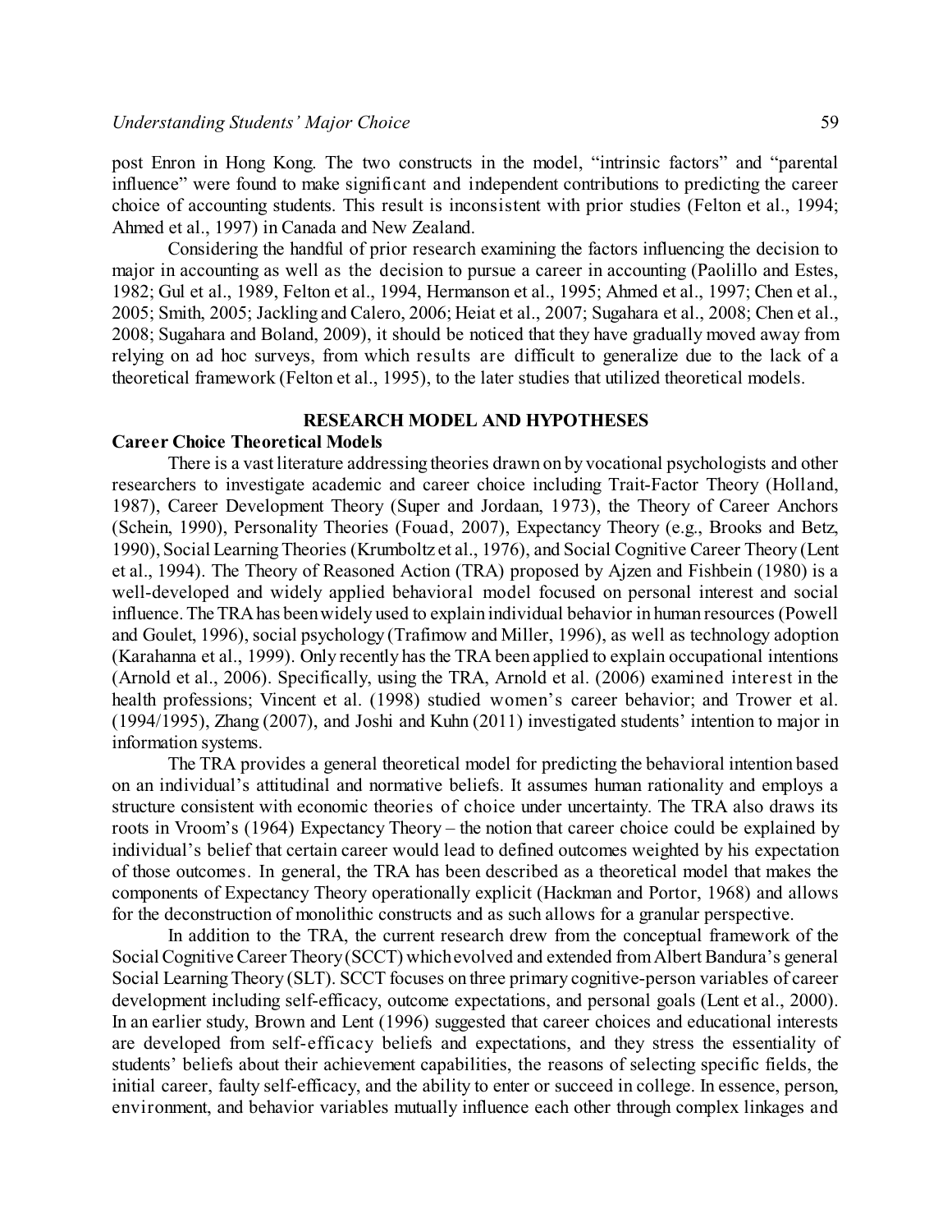post Enron in Hong Kong. The two constructs in the model, "intrinsic factors" and "parental influence" were found to make significant and independent contributions to predicting the career choice of accounting students. This result is inconsistent with prior studies (Felton et al., 1994; Ahmed et al., 1997) in Canada and New Zealand.

Considering the handful of prior research examining the factors influencing the decision to major in accounting as well as the decision to pursue a career in accounting (Paolillo and Estes, 1982; Gul et al., 1989, Felton et al., 1994, Hermanson et al., 1995; Ahmed et al., 1997; Chen et al., 2005; Smith, 2005; Jackling and Calero, 2006; Heiat et al., 2007; Sugahara et al., 2008; Chen et al., 2008; Sugahara and Boland, 2009), it should be noticed that they have gradually moved away from relying on ad hoc surveys, from which results are difficult to generalize due to the lack of a theoretical framework (Felton et al., 1995), to the later studies that utilized theoretical models.

## RESEARCH MODEL AND HYPOTHESES

### Career Choice Theoretical Models

There is a vast literature addressing theories drawn on by vocational psychologists and other researchers to investigate academic and career choice including Trait-Factor Theory (Holland, 1987), Career Development Theory (Super and Jordaan, 1973), the Theory of Career Anchors (Schein, 1990), Personality Theories (Fouad, 2007), Expectancy Theory (e.g., Brooks and Betz, 1990), Social Learning Theories (Krumboltz et al., 1976), and Social Cognitive Career Theory (Lent et al., 1994). The Theory of Reasoned Action (TRA) proposed by Ajzen and Fishbein (1980) is a well-developed and widely applied behavioral model focused on personal interest and social influence. The TRA has been widely used to explain individual behavior in human resources (Powell and Goulet, 1996), social psychology (Trafimow and Miller, 1996), as well as technology adoption (Karahanna et al., 1999). Only recently has the TRA been applied to explain occupational intentions (Arnold et al., 2006). Specifically, using the TRA, Arnold et al. (2006) examined interest in the health professions; Vincent et al. (1998) studied women's career behavior; and Trower et al. (1994/1995), Zhang (2007), and Joshi and Kuhn (2011) investigated students' intention to major in information systems.

The TRA provides a general theoretical model for predicting the behavioral intention based on an individual's attitudinal and normative beliefs. It assumes human rationality and employs a structure consistent with economic theories of choice under uncertainty. The TRA also draws its roots in Vroom's (1964) Expectancy Theory – the notion that career choice could be explained by individual's belief that certain career would lead to defined outcomes weighted by his expectation of those outcomes. In general, the TRA has been described as a theoretical model that makes the components of Expectancy Theory operationally explicit (Hackman and Portor, 1968) and allows for the deconstruction of monolithic constructs and as such allows for a granular perspective.

In addition to the TRA, the current research drew from the conceptual framework of the Social Cognitive Career Theory (SCCT) which evolved and extended from Albert Bandura's general Social Learning Theory (SLT). SCCT focuses on three primary cognitive-person variables of career development including self-efficacy, outcome expectations, and personal goals (Lent et al., 2000). In an earlier study, Brown and Lent (1996) suggested that career choices and educational interests are developed from self-efficacy beliefs and expectations, and they stress the essentiality of students' beliefs about their achievement capabilities, the reasons of selecting specific fields, the initial career, faulty self-efficacy, and the ability to enter or succeed in college. In essence, person, environment, and behavior variables mutually influence each other through complex linkages and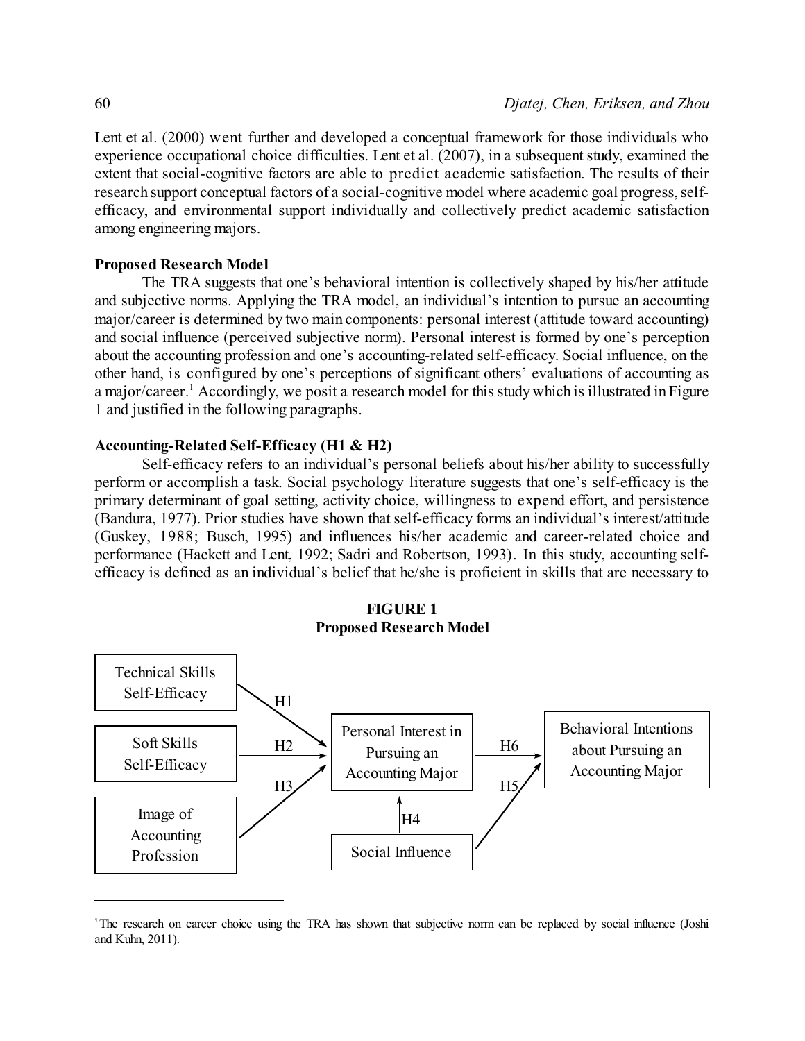Lent et al. (2000) went further and developed a conceptual framework for those individuals who experience occupational choice difficulties. Lent et al. (2007), in a subsequent study, examined the extent that social-cognitive factors are able to predict academic satisfaction. The results of their research support conceptual factors of a social-cognitive model where academic goal progress, self-efficacy, and environmental support individually and collectively predict academic satisfaction among engineering majors.

**Proposed Research Model**

The TRA suggests that one's behavioral intention is collectively shaped by his/her attitude and subjective norms. Applying the TRA model, an individual's intention to pursue an accounting major/career is determined by two main components: personal interest (attitude toward accounting) and social influence (perceived subjective norm). Personal interest is formed by one's perception about the accounting profession and one's accounting-related self-efficacy. Social influence, on the other hand, is configured by one's perceptions of significant others' evaluations of accounting as a major/career.[1] Accordingly, we posit a research model for this study which is illustrated in Figure 1 and justified in the following paragraphs.

**Accounting-Related Self-Efficacy (H1 & H2)**

Self-efficacy refers to an individual's personal beliefs about his/her ability to successfully perform or accomplish a task. Social psychology literature suggests that one's self-efficacy is the primary determinant of goal setting, activity choice, willingness to expend effort, and persistence (Bandura, 1977). Prior studies have shown that self-efficacy forms an individual's interest/attitude (Guskey, 1988; Busch, 1995) and influences his/her academic and career-related choice and performance (Hackett and Lent, 1992; Sadri and Robertson, 1993). In this study, accounting self-efficacy is defined as an individual's belief that he/she is proficient in skills that are necessary to

**FIGURE 1**
**Proposed Research Model**

Technical Skills Self-Efficacy → (H1) → Personal Interest in Pursuing an Accounting Major

Soft Skills Self-Efficacy → (H2) → Personal Interest in Pursuing an Accounting Major

Image of Accounting Profession → (H3) → Personal Interest in Pursuing an Accounting Major

Social Influence → (H4) → Personal Interest in Pursuing an Accounting Major

Social Influence → (H5) → Behavioral Intentions about Pursuing an Accounting Major

Personal Interest in Pursuing an Accounting Major → (H6) → Behavioral Intentions about Pursuing an Accounting Major

---

[1] The research on career choice using the TRA has shown that subjective norm can be replaced by social influence (Joshi and Kuhn, 2011).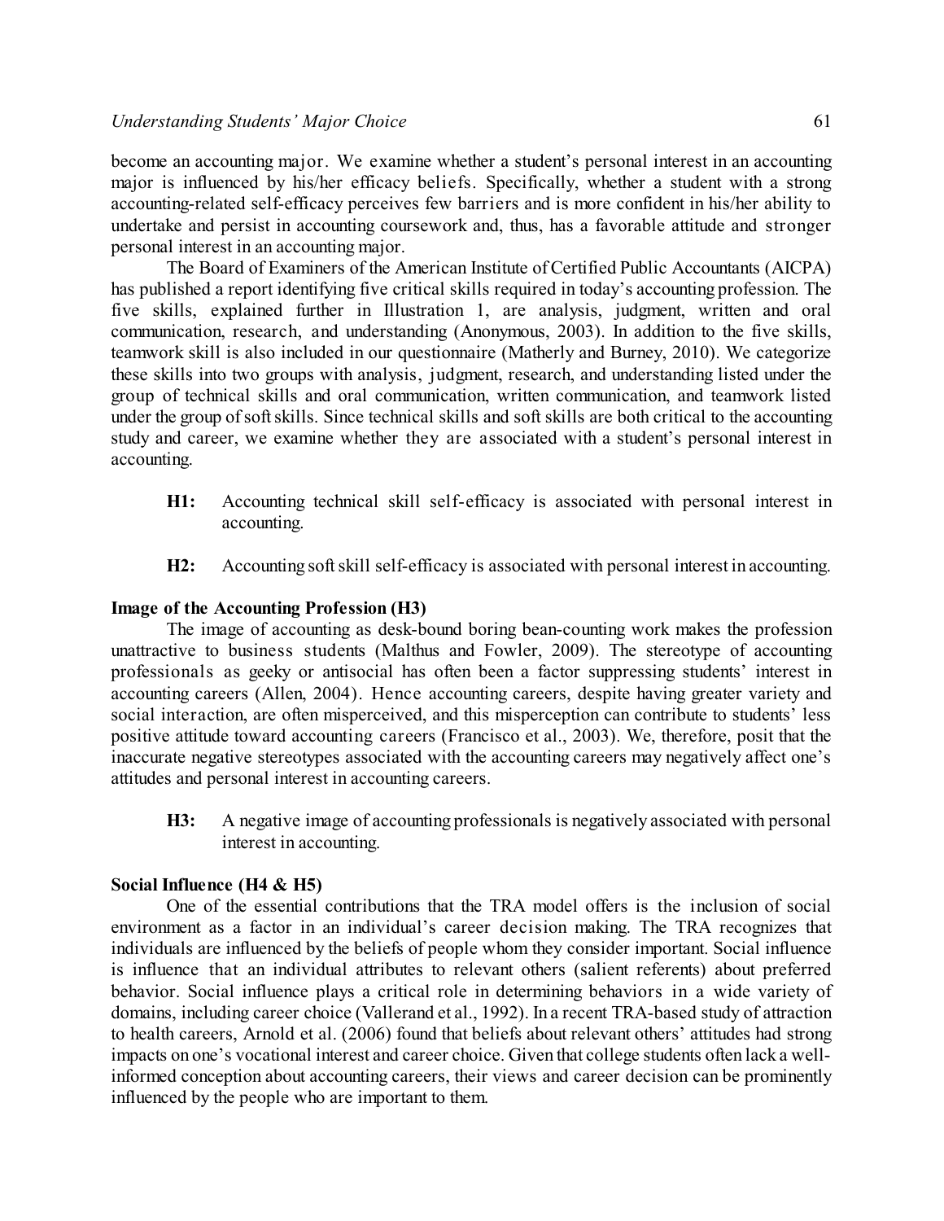become an accounting major. We examine whether a student's personal interest in an accounting major is influenced by his/her efficacy beliefs. Specifically, whether a student with a strong accounting-related self-efficacy perceives few barriers and is more confident in his/her ability to undertake and persist in accounting coursework and, thus, has a favorable attitude and stronger personal interest in an accounting major.

The Board of Examiners of the American Institute of Certified Public Accountants (AICPA) has published a report identifying five critical skills required in today's accounting profession. The five skills, explained further in Illustration 1, are analysis, judgment, written and oral communication, research, and understanding (Anonymous, 2003). In addition to the five skills, teamwork skill is also included in our questionnaire (Matherly and Burney, 2010). We categorize these skills into two groups with analysis, judgment, research, and understanding listed under the group of technical skills and oral communication, written communication, and teamwork listed under the group of soft skills. Since technical skills and soft skills are both critical to the accounting study and career, we examine whether they are associated with a student's personal interest in accounting.

> **H1:** Accounting technical skill self-efficacy is associated with personal interest in accounting.
>
> **H2:** Accounting soft skill self-efficacy is associated with personal interest in accounting.

**Image of the Accounting Profession (H3)**

The image of accounting as desk-bound boring bean-counting work makes the profession unattractive to business students (Malthus and Fowler, 2009). The stereotype of accounting professionals as geeky or antisocial has often been a factor suppressing students' interest in accounting careers (Allen, 2004). Hence accounting careers, despite having greater variety and social interaction, are often misperceived, and this misperception can contribute to students' less positive attitude toward accounting careers (Francisco et al., 2003). We, therefore, posit that the inaccurate negative stereotypes associated with the accounting careers may negatively affect one's attitudes and personal interest in accounting careers.

> **H3:** A negative image of accounting professionals is negatively associated with personal interest in accounting.

**Social Influence (H4 & H5)**

One of the essential contributions that the TRA model offers is the inclusion of social environment as a factor in an individual's career decision making. The TRA recognizes that individuals are influenced by the beliefs of people whom they consider important. Social influence is influence that an individual attributes to relevant others (salient referents) about preferred behavior. Social influence plays a critical role in determining behaviors in a wide variety of domains, including career choice (Vallerand et al., 1992). In a recent TRA-based study of attraction to health careers, Arnold et al. (2006) found that beliefs about relevant others' attitudes had strong impacts on one's vocational interest and career choice. Given that college students often lack a well-informed conception about accounting careers, their views and career decision can be prominently influenced by the people who are important to them.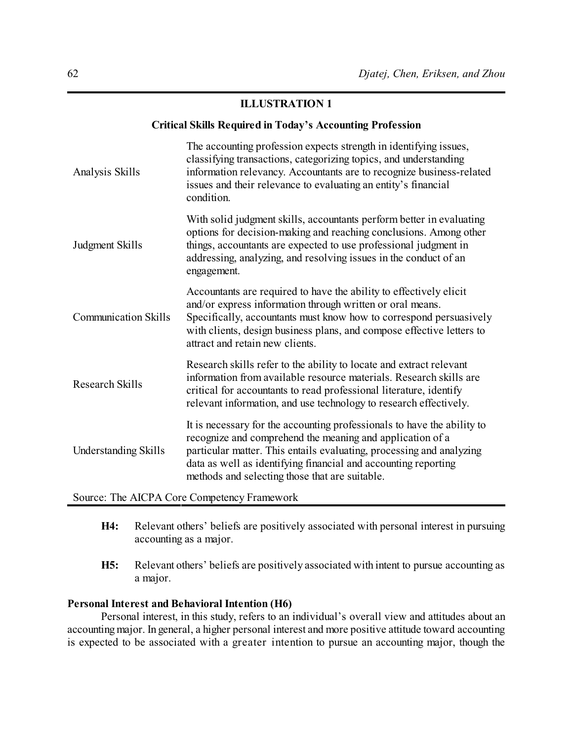## ILLUSTRATION 1

### Critical Skills Required in Today's Accounting Profession

| | |
|---|---|
| Analysis Skills | The accounting profession expects strength in identifying issues, classifying transactions, categorizing topics, and understanding information relevancy. Accountants are to recognize business-related issues and their relevance to evaluating an entity's financial condition. |
| Judgment Skills | With solid judgment skills, accountants perform better in evaluating options for decision-making and reaching conclusions. Among other things, accountants are expected to use professional judgment in addressing, analyzing, and resolving issues in the conduct of an engagement. |
| Communication Skills | Accountants are required to have the ability to effectively elicit and/or express information through written or oral means. Specifically, accountants must know how to correspond persuasively with clients, design business plans, and compose effective letters to attract and retain new clients. |
| Research Skills | Research skills refer to the ability to locate and extract relevant information from available resource materials. Research skills are critical for accountants to read professional literature, identify relevant information, and use technology to research effectively. |
| Understanding Skills | It is necessary for the accounting professionals to have the ability to recognize and comprehend the meaning and application of a particular matter. This entails evaluating, processing and analyzing data as well as identifying financial and accounting reporting methods and selecting those that are suitable. |

Source: The AICPA Core Competency Framework

**H4:** Relevant others' beliefs are positively associated with personal interest in pursuing accounting as a major.

**H5:** Relevant others' beliefs are positively associated with intent to pursue accounting as a major.

**Personal Interest and Behavioral Intention (H6)**

Personal interest, in this study, refers to an individual's overall view and attitudes about an accounting major. In general, a higher personal interest and more positive attitude toward accounting is expected to be associated with a greater intention to pursue an accounting major, though the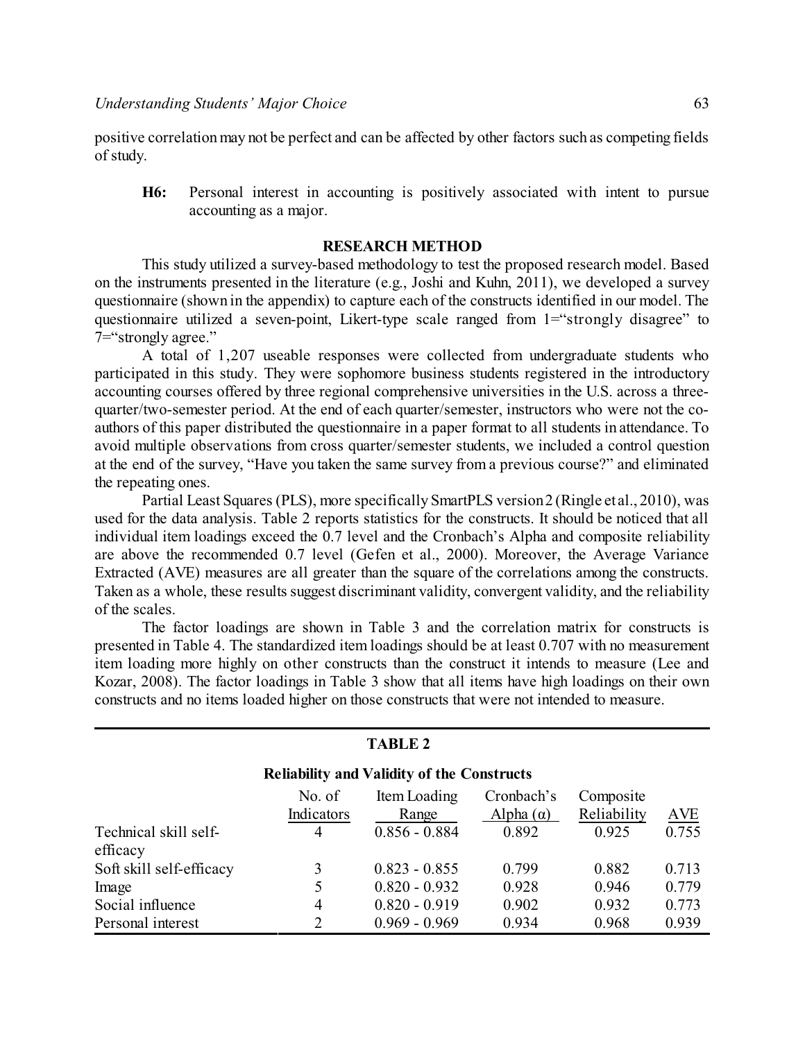positive correlation may not be perfect and can be affected by other factors such as competing fields of study.

**H6:** Personal interest in accounting is positively associated with intent to pursue accounting as a major.

## RESEARCH METHOD

This study utilized a survey-based methodology to test the proposed research model. Based on the instruments presented in the literature (e.g., Joshi and Kuhn, 2011), we developed a survey questionnaire (shown in the appendix) to capture each of the constructs identified in our model. The questionnaire utilized a seven-point, Likert-type scale ranged from 1="strongly disagree" to 7="strongly agree."

A total of 1,207 useable responses were collected from undergraduate students who participated in this study. They were sophomore business students registered in the introductory accounting courses offered by three regional comprehensive universities in the U.S. across a three-quarter/two-semester period. At the end of each quarter/semester, instructors who were not the co-authors of this paper distributed the questionnaire in a paper format to all students in attendance. To avoid multiple observations from cross quarter/semester students, we included a control question at the end of the survey, "Have you taken the same survey from a previous course?" and eliminated the repeating ones.

Partial Least Squares (PLS), more specifically SmartPLS version 2 (Ringle et al., 2010), was used for the data analysis. Table 2 reports statistics for the constructs. It should be noticed that all individual item loadings exceed the 0.7 level and the Cronbach's Alpha and composite reliability are above the recommended 0.7 level (Gefen et al., 2000). Moreover, the Average Variance Extracted (AVE) measures are all greater than the square of the correlations among the constructs. Taken as a whole, these results suggest discriminant validity, convergent validity, and the reliability of the scales.

The factor loadings are shown in Table 3 and the correlation matrix for constructs is presented in Table 4. The standardized item loadings should be at least 0.707 with no measurement item loading more highly on other constructs than the construct it intends to measure (Lee and Kozar, 2008). The factor loadings in Table 3 show that all items have high loadings on their own constructs and no items loaded higher on those constructs that were not intended to measure.

**TABLE 2**

**Reliability and Validity of the Constructs**

| | No. of Indicators | Item Loading Range | Cronbach's Alpha (α) | Composite Reliability | AVE |
|---|---|---|---|---|---|
| Technical skill self-efficacy | 4 | 0.856 - 0.884 | 0.892 | 0.925 | 0.755 |
| Soft skill self-efficacy | 3 | 0.823 - 0.855 | 0.799 | 0.882 | 0.713 |
| Image | 5 | 0.820 - 0.932 | 0.928 | 0.946 | 0.779 |
| Social influence | 4 | 0.820 - 0.919 | 0.902 | 0.932 | 0.773 |
| Personal interest | 2 | 0.969 - 0.969 | 0.934 | 0.968 | 0.939 |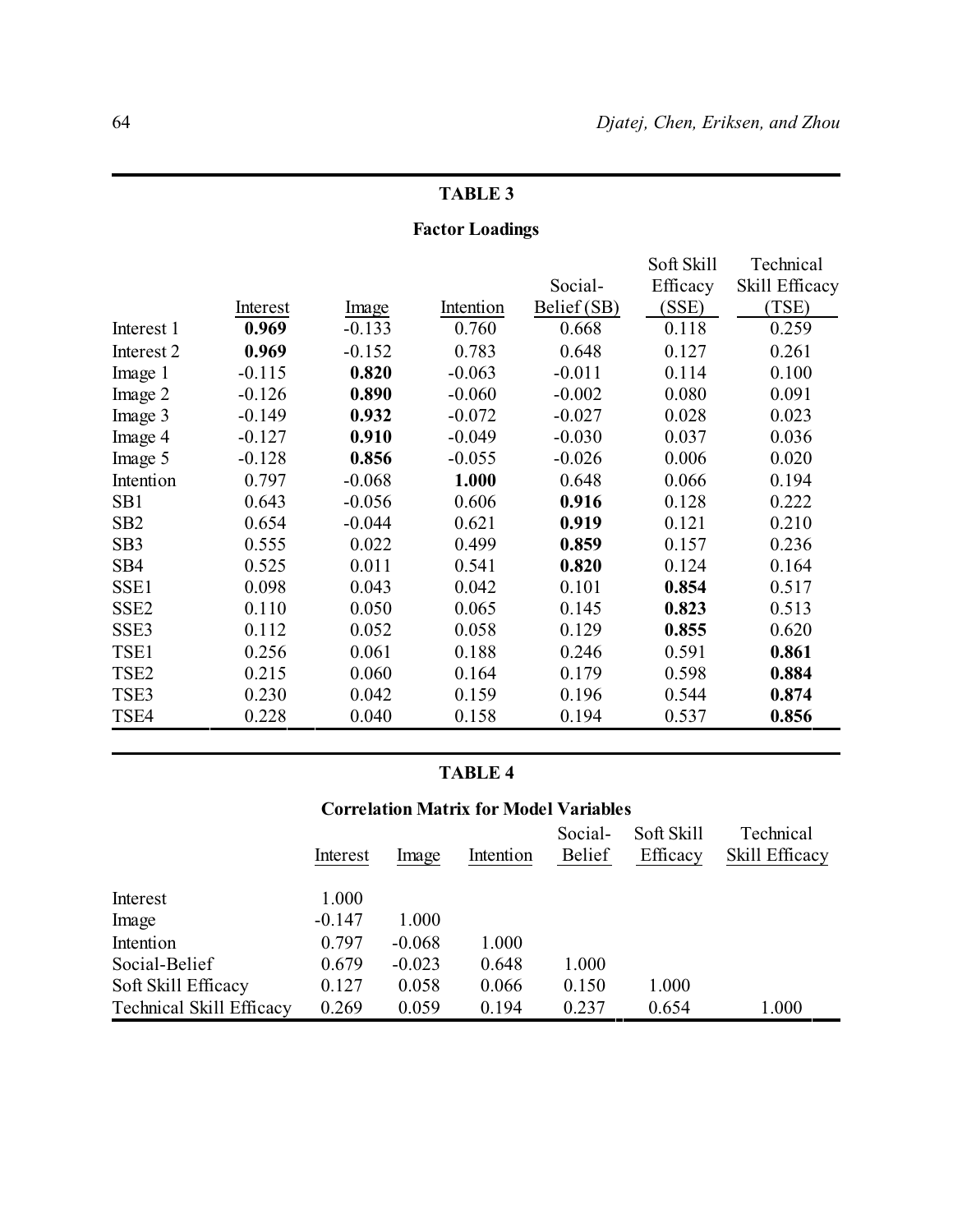**TABLE 3**

**Factor Loadings**

| | Interest | Image | Intention | Social-Belief (SB) | Soft Skill Efficacy (SSE) | Technical Skill Efficacy (TSE) |
|---|---|---|---|---|---|---|
| Interest 1 | **0.969** | -0.133 | 0.760 | 0.668 | 0.118 | 0.259 |
| Interest 2 | **0.969** | -0.152 | 0.783 | 0.648 | 0.127 | 0.261 |
| Image 1 | -0.115 | **0.820** | -0.063 | -0.011 | 0.114 | 0.100 |
| Image 2 | -0.126 | **0.890** | -0.060 | -0.002 | 0.080 | 0.091 |
| Image 3 | -0.149 | **0.932** | -0.072 | -0.027 | 0.028 | 0.023 |
| Image 4 | -0.127 | **0.910** | -0.049 | -0.030 | 0.037 | 0.036 |
| Image 5 | -0.128 | **0.856** | -0.055 | -0.026 | 0.006 | 0.020 |
| Intention | 0.797 | -0.068 | **1.000** | 0.648 | 0.066 | 0.194 |
| SB1 | 0.643 | -0.056 | 0.606 | **0.916** | 0.128 | 0.222 |
| SB2 | 0.654 | -0.044 | 0.621 | **0.919** | 0.121 | 0.210 |
| SB3 | 0.555 | 0.022 | 0.499 | **0.859** | 0.157 | 0.236 |
| SB4 | 0.525 | 0.011 | 0.541 | **0.820** | 0.124 | 0.164 |
| SSE1 | 0.098 | 0.043 | 0.042 | 0.101 | **0.854** | 0.517 |
| SSE2 | 0.110 | 0.050 | 0.065 | 0.145 | **0.823** | 0.513 |
| SSE3 | 0.112 | 0.052 | 0.058 | 0.129 | **0.855** | 0.620 |
| TSE1 | 0.256 | 0.061 | 0.188 | 0.246 | 0.591 | **0.861** |
| TSE2 | 0.215 | 0.060 | 0.164 | 0.179 | 0.598 | **0.884** |
| TSE3 | 0.230 | 0.042 | 0.159 | 0.196 | 0.544 | **0.874** |
| TSE4 | 0.228 | 0.040 | 0.158 | 0.194 | 0.537 | **0.856** |

**TABLE 4**

**Correlation Matrix for Model Variables**

| | Interest | Image | Intention | Social-Belief | Soft Skill Efficacy | Technical Skill Efficacy |
|---|---|---|---|---|---|---|
| Interest | 1.000 | | | | | |
| Image | -0.147 | 1.000 | | | | |
| Intention | 0.797 | -0.068 | 1.000 | | | |
| Social-Belief | 0.679 | -0.023 | 0.648 | 1.000 | | |
| Soft Skill Efficacy | 0.127 | 0.058 | 0.066 | 0.150 | 1.000 | |
| Technical Skill Efficacy | 0.269 | 0.059 | 0.194 | 0.237 | 0.654 | 1.000 |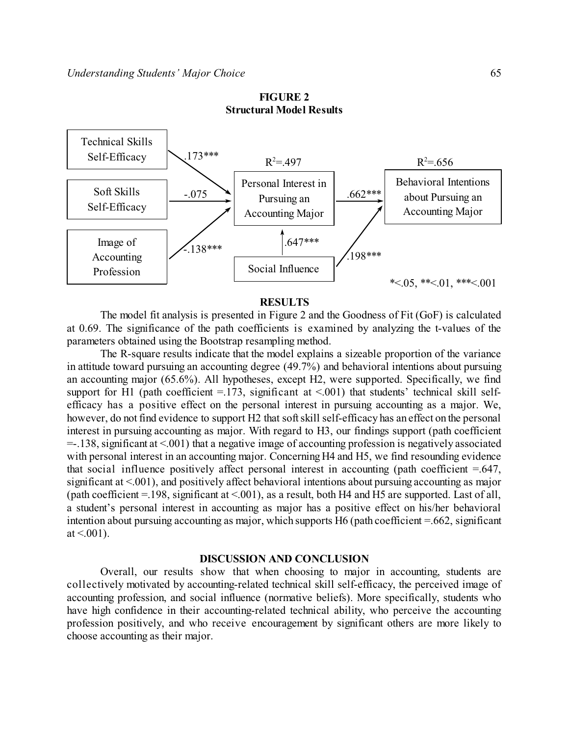**FIGURE 2**
**Structural Model Results**

Technical Skills Self-Efficacy → Personal Interest in Pursuing an Accounting Major: .173***

Soft Skills Self-Efficacy → Personal Interest in Pursuing an Accounting Major: -.075

Image of Accounting Profession → Personal Interest in Pursuing an Accounting Major: -.138***

Social Influence → Personal Interest in Pursuing an Accounting Major: .647***

Personal Interest in Pursuing an Accounting Major ($R^2$=.497) → Behavioral Intentions about Pursuing an Accounting Major: .662***

Social Influence → Behavioral Intentions about Pursuing an Accounting Major ($R^2$=.656): .198***

*<.05, **<.01, ***<.001

## RESULTS

The model fit analysis is presented in Figure 2 and the Goodness of Fit (GoF) is calculated at 0.69. The significance of the path coefficients is examined by analyzing the t-values of the parameters obtained using the Bootstrap resampling method.

The R-square results indicate that the model explains a sizeable proportion of the variance in attitude toward pursuing an accounting degree (49.7%) and behavioral intentions about pursuing an accounting major (65.6%). All hypotheses, except H2, were supported. Specifically, we find support for H1 (path coefficient =.173, significant at <.001) that students' technical skill self-efficacy has a positive effect on the personal interest in pursuing accounting as a major. We, however, do not find evidence to support H2 that soft skill self-efficacy has an effect on the personal interest in pursuing accounting as major. With regard to H3, our findings support (path coefficient =-.138, significant at <.001) that a negative image of accounting profession is negatively associated with personal interest in an accounting major. Concerning H4 and H5, we find resounding evidence that social influence positively affect personal interest in accounting (path coefficient =.647, significant at <.001), and positively affect behavioral intentions about pursuing accounting as major (path coefficient =.198, significant at <.001), as a result, both H4 and H5 are supported. Last of all, a student's personal interest in accounting as major has a positive effect on his/her behavioral intention about pursuing accounting as major, which supports H6 (path coefficient =.662, significant at <.001).

## DISCUSSION AND CONCLUSION

Overall, our results show that when choosing to major in accounting, students are collectively motivated by accounting-related technical skill self-efficacy, the perceived image of accounting profession, and social influence (normative beliefs). More specifically, students who have high confidence in their accounting-related technical ability, who perceive the accounting profession positively, and who receive encouragement by significant others are more likely to choose accounting as their major.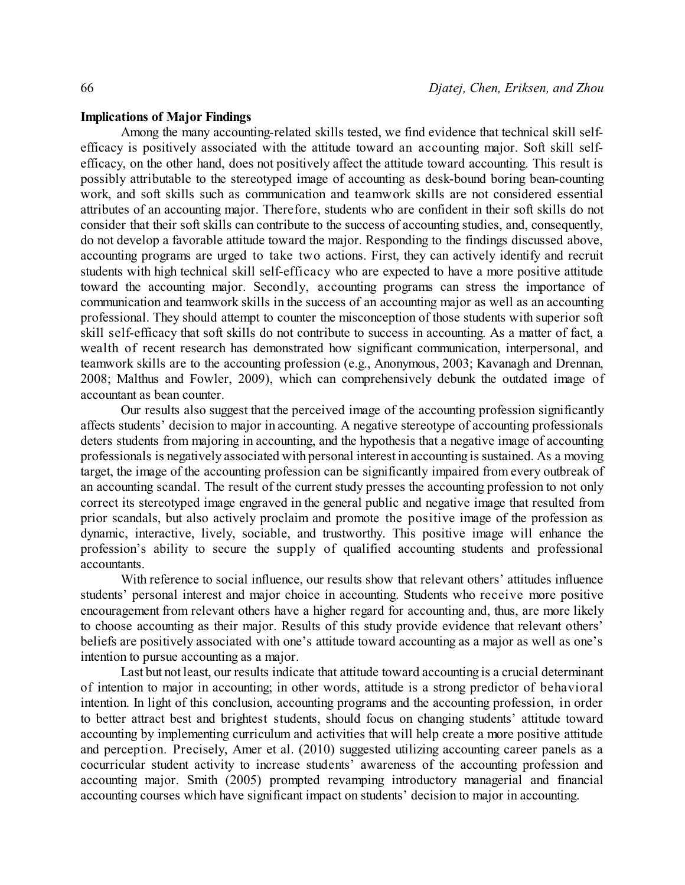**Implications of Major Findings**

Among the many accounting-related skills tested, we find evidence that technical skill self-efficacy is positively associated with the attitude toward an accounting major. Soft skill self-efficacy, on the other hand, does not positively affect the attitude toward accounting. This result is possibly attributable to the stereotyped image of accounting as desk-bound boring bean-counting work, and soft skills such as communication and teamwork skills are not considered essential attributes of an accounting major. Therefore, students who are confident in their soft skills do not consider that their soft skills can contribute to the success of accounting studies, and, consequently, do not develop a favorable attitude toward the major. Responding to the findings discussed above, accounting programs are urged to take two actions. First, they can actively identify and recruit students with high technical skill self-efficacy who are expected to have a more positive attitude toward the accounting major. Secondly, accounting programs can stress the importance of communication and teamwork skills in the success of an accounting major as well as an accounting professional. They should attempt to counter the misconception of those students with superior soft skill self-efficacy that soft skills do not contribute to success in accounting. As a matter of fact, a wealth of recent research has demonstrated how significant communication, interpersonal, and teamwork skills are to the accounting profession (e.g., Anonymous, 2003; Kavanagh and Drennan, 2008; Malthus and Fowler, 2009), which can comprehensively debunk the outdated image of accountant as bean counter.

Our results also suggest that the perceived image of the accounting profession significantly affects students' decision to major in accounting. A negative stereotype of accounting professionals deters students from majoring in accounting, and the hypothesis that a negative image of accounting professionals is negatively associated with personal interest in accounting is sustained. As a moving target, the image of the accounting profession can be significantly impaired from every outbreak of an accounting scandal. The result of the current study presses the accounting profession to not only correct its stereotyped image engraved in the general public and negative image that resulted from prior scandals, but also actively proclaim and promote the positive image of the profession as dynamic, interactive, lively, sociable, and trustworthy. This positive image will enhance the profession's ability to secure the supply of qualified accounting students and professional accountants.

With reference to social influence, our results show that relevant others' attitudes influence students' personal interest and major choice in accounting. Students who receive more positive encouragement from relevant others have a higher regard for accounting and, thus, are more likely to choose accounting as their major. Results of this study provide evidence that relevant others' beliefs are positively associated with one's attitude toward accounting as a major as well as one's intention to pursue accounting as a major.

Last but not least, our results indicate that attitude toward accounting is a crucial determinant of intention to major in accounting; in other words, attitude is a strong predictor of behavioral intention. In light of this conclusion, accounting programs and the accounting profession, in order to better attract best and brightest students, should focus on changing students' attitude toward accounting by implementing curriculum and activities that will help create a more positive attitude and perception. Precisely, Amer et al. (2010) suggested utilizing accounting career panels as a cocurricular student activity to increase students' awareness of the accounting profession and accounting major. Smith (2005) prompted revamping introductory managerial and financial accounting courses which have significant impact on students' decision to major in accounting.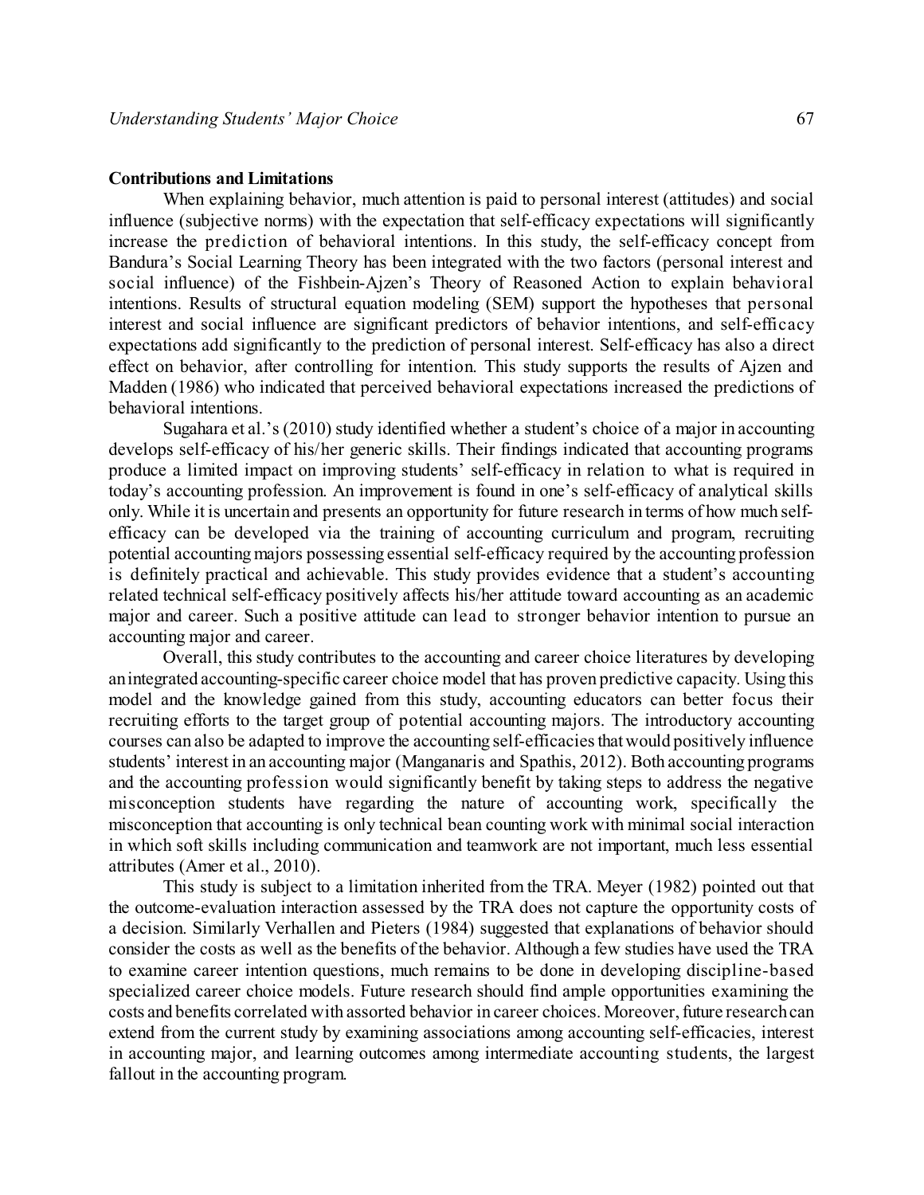**Contributions and Limitations**

When explaining behavior, much attention is paid to personal interest (attitudes) and social influence (subjective norms) with the expectation that self-efficacy expectations will significantly increase the prediction of behavioral intentions. In this study, the self-efficacy concept from Bandura's Social Learning Theory has been integrated with the two factors (personal interest and social influence) of the Fishbein-Ajzen's Theory of Reasoned Action to explain behavioral intentions. Results of structural equation modeling (SEM) support the hypotheses that personal interest and social influence are significant predictors of behavior intentions, and self-efficacy expectations add significantly to the prediction of personal interest. Self-efficacy has also a direct effect on behavior, after controlling for intention. This study supports the results of Ajzen and Madden (1986) who indicated that perceived behavioral expectations increased the predictions of behavioral intentions.

Sugahara et al.'s (2010) study identified whether a student's choice of a major in accounting develops self-efficacy of his/her generic skills. Their findings indicated that accounting programs produce a limited impact on improving students' self-efficacy in relation to what is required in today's accounting profession. An improvement is found in one's self-efficacy of analytical skills only. While it is uncertain and presents an opportunity for future research in terms of how much self-efficacy can be developed via the training of accounting curriculum and program, recruiting potential accounting majors possessing essential self-efficacy required by the accounting profession is definitely practical and achievable. This study provides evidence that a student's accounting related technical self-efficacy positively affects his/her attitude toward accounting as an academic major and career. Such a positive attitude can lead to stronger behavior intention to pursue an accounting major and career.

Overall, this study contributes to the accounting and career choice literatures by developing an integrated accounting-specific career choice model that has proven predictive capacity. Using this model and the knowledge gained from this study, accounting educators can better focus their recruiting efforts to the target group of potential accounting majors. The introductory accounting courses can also be adapted to improve the accounting self-efficacies that would positively influence students' interest in an accounting major (Manganaris and Spathis, 2012). Both accounting programs and the accounting profession would significantly benefit by taking steps to address the negative misconception students have regarding the nature of accounting work, specifically the misconception that accounting is only technical bean counting work with minimal social interaction in which soft skills including communication and teamwork are not important, much less essential attributes (Amer et al., 2010).

This study is subject to a limitation inherited from the TRA. Meyer (1982) pointed out that the outcome-evaluation interaction assessed by the TRA does not capture the opportunity costs of a decision. Similarly Verhallen and Pieters (1984) suggested that explanations of behavior should consider the costs as well as the benefits of the behavior. Although a few studies have used the TRA to examine career intention questions, much remains to be done in developing discipline-based specialized career choice models. Future research should find ample opportunities examining the costs and benefits correlated with assorted behavior in career choices. Moreover, future research can extend from the current study by examining associations among accounting self-efficacies, interest in accounting major, and learning outcomes among intermediate accounting students, the largest fallout in the accounting program.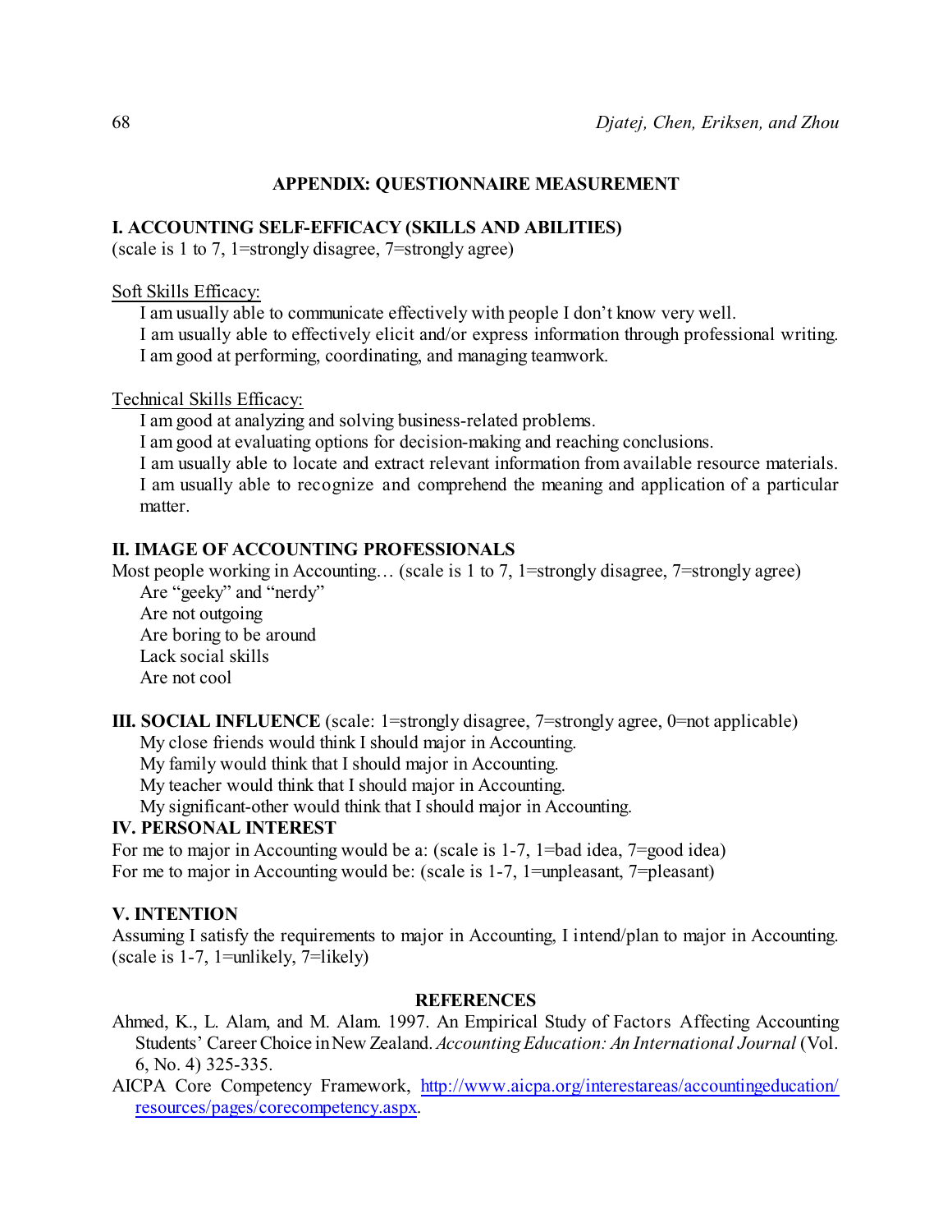## APPENDIX: QUESTIONNAIRE MEASUREMENT

### I. ACCOUNTING SELF-EFFICACY (SKILLS AND ABILITIES)

(scale is 1 to 7, 1=strongly disagree, 7=strongly agree)

<u>Soft Skills Efficacy:</u>

I am usually able to communicate effectively with people I don't know very well.
I am usually able to effectively elicit and/or express information through professional writing.
I am good at performing, coordinating, and managing teamwork.

<u>Technical Skills Efficacy:</u>

I am good at analyzing and solving business-related problems.
I am good at evaluating options for decision-making and reaching conclusions.
I am usually able to locate and extract relevant information from available resource materials.
I am usually able to recognize and comprehend the meaning and application of a particular matter.

### II. IMAGE OF ACCOUNTING PROFESSIONALS

Most people working in Accounting… (scale is 1 to 7, 1=strongly disagree, 7=strongly agree)

Are "geeky" and "nerdy"
Are not outgoing
Are boring to be around
Lack social skills
Are not cool

### III. SOCIAL INFLUENCE (scale: 1=strongly disagree, 7=strongly agree, 0=not applicable)

My close friends would think I should major in Accounting.
My family would think that I should major in Accounting.
My teacher would think that I should major in Accounting.
My significant-other would think that I should major in Accounting.

### IV. PERSONAL INTEREST

For me to major in Accounting would be a: (scale is 1-7, 1=bad idea, 7=good idea)
For me to major in Accounting would be: (scale is 1-7, 1=unpleasant, 7=pleasant)

### V. INTENTION

Assuming I satisfy the requirements to major in Accounting, I intend/plan to major in Accounting. (scale is 1-7, 1=unlikely, 7=likely)

## REFERENCES

Ahmed, K., L. Alam, and M. Alam. 1997. An Empirical Study of Factors Affecting Accounting Students' Career Choice in New Zealand. *Accounting Education: An International Journal* (Vol. 6, No. 4) 325-335.

AICPA Core Competency Framework, http://www.aicpa.org/interestareas/accountingeducation/resources/pages/corecompetency.aspx.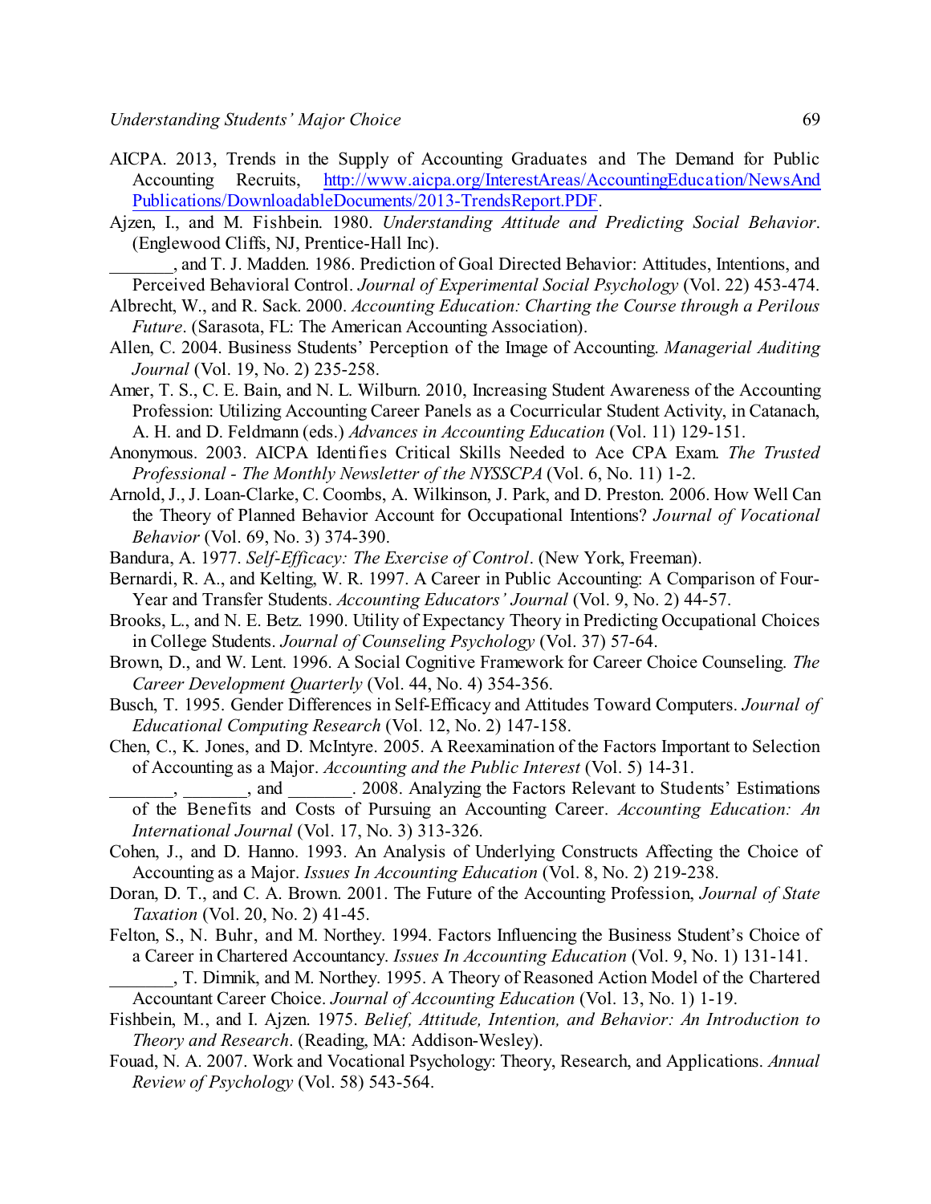AICPA. 2013, Trends in the Supply of Accounting Graduates and The Demand for Public Accounting Recruits, http://www.aicpa.org/InterestAreas/AccountingEducation/NewsAndPublications/DownloadableDocuments/2013-TrendsReport.PDF.

Ajzen, I., and M. Fishbein. 1980. *Understanding Attitude and Predicting Social Behavior*. (Englewood Cliffs, NJ, Prentice-Hall Inc).

_______, and T. J. Madden. 1986. Prediction of Goal Directed Behavior: Attitudes, Intentions, and Perceived Behavioral Control. *Journal of Experimental Social Psychology* (Vol. 22) 453-474.

Albrecht, W., and R. Sack. 2000. *Accounting Education: Charting the Course through a Perilous Future*. (Sarasota, FL: The American Accounting Association).

Allen, C. 2004. Business Students' Perception of the Image of Accounting. *Managerial Auditing Journal* (Vol. 19, No. 2) 235-258.

Amer, T. S., C. E. Bain, and N. L. Wilburn. 2010, Increasing Student Awareness of the Accounting Profession: Utilizing Accounting Career Panels as a Cocurricular Student Activity, in Catanach, A. H. and D. Feldmann (eds.) *Advances in Accounting Education* (Vol. 11) 129-151.

Anonymous. 2003. AICPA Identifies Critical Skills Needed to Ace CPA Exam. *The Trusted Professional - The Monthly Newsletter of the NYSSCPA* (Vol. 6, No. 11) 1-2.

Arnold, J., J. Loan-Clarke, C. Coombs, A. Wilkinson, J. Park, and D. Preston. 2006. How Well Can the Theory of Planned Behavior Account for Occupational Intentions? *Journal of Vocational Behavior* (Vol. 69, No. 3) 374-390.

Bandura, A. 1977. *Self-Efficacy: The Exercise of Control*. (New York, Freeman).

Bernardi, R. A., and Kelting, W. R. 1997. A Career in Public Accounting: A Comparison of Four-Year and Transfer Students. *Accounting Educators' Journal* (Vol. 9, No. 2) 44-57.

Brooks, L., and N. E. Betz. 1990. Utility of Expectancy Theory in Predicting Occupational Choices in College Students. *Journal of Counseling Psychology* (Vol. 37) 57-64.

Brown, D., and W. Lent. 1996. A Social Cognitive Framework for Career Choice Counseling. *The Career Development Quarterly* (Vol. 44, No. 4) 354-356.

Busch, T. 1995. Gender Differences in Self-Efficacy and Attitudes Toward Computers. *Journal of Educational Computing Research* (Vol. 12, No. 2) 147-158.

Chen, C., K. Jones, and D. McIntyre. 2005. A Reexamination of the Factors Important to Selection of Accounting as a Major. *Accounting and the Public Interest* (Vol. 5) 14-31.

_______, _______, and _______. 2008. Analyzing the Factors Relevant to Students' Estimations of the Benefits and Costs of Pursuing an Accounting Career. *Accounting Education: An International Journal* (Vol. 17, No. 3) 313-326.

Cohen, J., and D. Hanno. 1993. An Analysis of Underlying Constructs Affecting the Choice of Accounting as a Major. *Issues In Accounting Education* (Vol. 8, No. 2) 219-238.

Doran, D. T., and C. A. Brown. 2001. The Future of the Accounting Profession, *Journal of State Taxation* (Vol. 20, No. 2) 41-45.

Felton, S., N. Buhr, and M. Northey. 1994. Factors Influencing the Business Student's Choice of a Career in Chartered Accountancy. *Issues In Accounting Education* (Vol. 9, No. 1) 131-141.

_______, T. Dimnik, and M. Northey. 1995. A Theory of Reasoned Action Model of the Chartered Accountant Career Choice. *Journal of Accounting Education* (Vol. 13, No. 1) 1-19.

Fishbein, M., and I. Ajzen. 1975. *Belief, Attitude, Intention, and Behavior: An Introduction to Theory and Research*. (Reading, MA: Addison-Wesley).

Fouad, N. A. 2007. Work and Vocational Psychology: Theory, Research, and Applications. *Annual Review of Psychology* (Vol. 58) 543-564.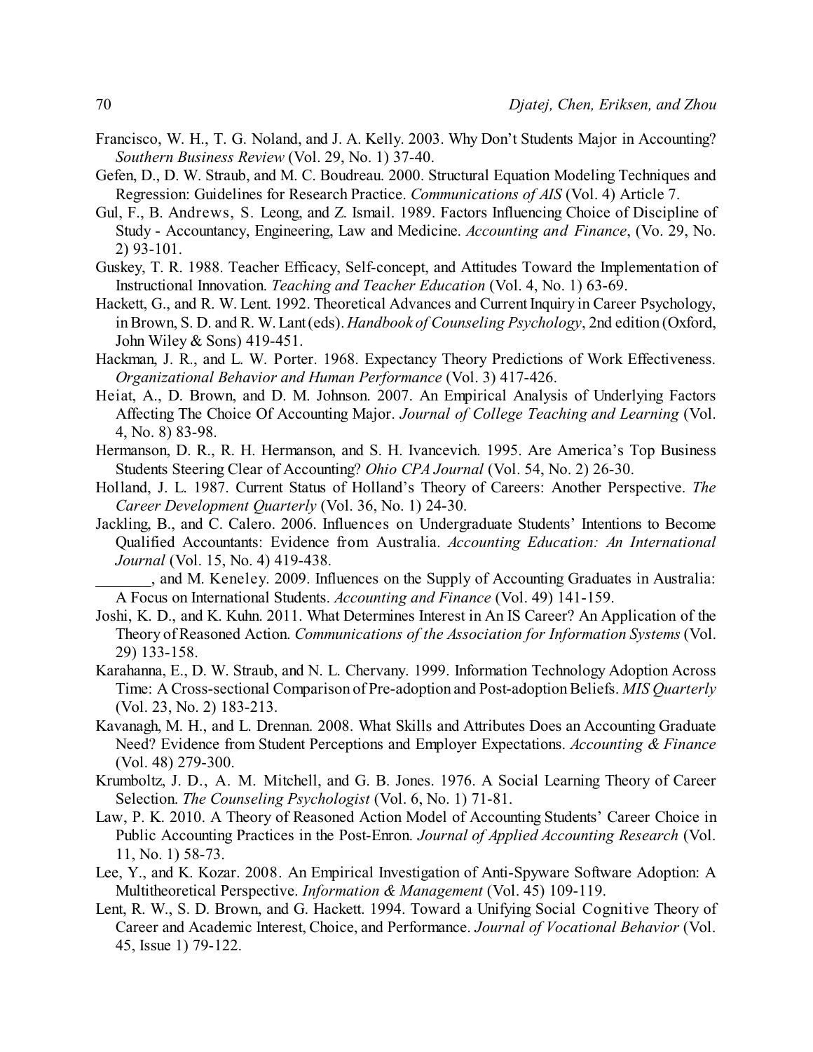Francisco, W. H., T. G. Noland, and J. A. Kelly. 2003. Why Don't Students Major in Accounting? *Southern Business Review* (Vol. 29, No. 1) 37-40.

Gefen, D., D. W. Straub, and M. C. Boudreau. 2000. Structural Equation Modeling Techniques and Regression: Guidelines for Research Practice. *Communications of AIS* (Vol. 4) Article 7.

Gul, F., B. Andrews, S. Leong, and Z. Ismail. 1989. Factors Influencing Choice of Discipline of Study - Accountancy, Engineering, Law and Medicine. *Accounting and Finance*, (Vo. 29, No. 2) 93-101.

Guskey, T. R. 1988. Teacher Efficacy, Self-concept, and Attitudes Toward the Implementation of Instructional Innovation. *Teaching and Teacher Education* (Vol. 4, No. 1) 63-69.

Hackett, G., and R. W. Lent. 1992. Theoretical Advances and Current Inquiry in Career Psychology, in Brown, S. D. and R. W. Lant (eds). *Handbook of Counseling Psychology*, 2nd edition (Oxford, John Wiley & Sons) 419-451.

Hackman, J. R., and L. W. Porter. 1968. Expectancy Theory Predictions of Work Effectiveness. *Organizational Behavior and Human Performance* (Vol. 3) 417-426.

Heiat, A., D. Brown, and D. M. Johnson. 2007. An Empirical Analysis of Underlying Factors Affecting The Choice Of Accounting Major. *Journal of College Teaching and Learning* (Vol. 4, No. 8) 83-98.

Hermanson, D. R., R. H. Hermanson, and S. H. Ivancevich. 1995. Are America's Top Business Students Steering Clear of Accounting? *Ohio CPA Journal* (Vol. 54, No. 2) 26-30.

Holland, J. L. 1987. Current Status of Holland's Theory of Careers: Another Perspective. *The Career Development Quarterly* (Vol. 36, No. 1) 24-30.

Jackling, B., and C. Calero. 2006. Influences on Undergraduate Students' Intentions to Become Qualified Accountants: Evidence from Australia. *Accounting Education: An International Journal* (Vol. 15, No. 4) 419-438.

_______, and M. Keneley. 2009. Influences on the Supply of Accounting Graduates in Australia: A Focus on International Students. *Accounting and Finance* (Vol. 49) 141-159.

Joshi, K. D., and K. Kuhn. 2011. What Determines Interest in An IS Career? An Application of the Theory of Reasoned Action. *Communications of the Association for Information Systems* (Vol. 29) 133-158.

Karahanna, E., D. W. Straub, and N. L. Chervany. 1999. Information Technology Adoption Across Time: A Cross-sectional Comparison of Pre-adoption and Post-adoption Beliefs. *MIS Quarterly* (Vol. 23, No. 2) 183-213.

Kavanagh, M. H., and L. Drennan. 2008. What Skills and Attributes Does an Accounting Graduate Need? Evidence from Student Perceptions and Employer Expectations. *Accounting & Finance* (Vol. 48) 279-300.

Krumboltz, J. D., A. M. Mitchell, and G. B. Jones. 1976. A Social Learning Theory of Career Selection. *The Counseling Psychologist* (Vol. 6, No. 1) 71-81.

Law, P. K. 2010. A Theory of Reasoned Action Model of Accounting Students' Career Choice in Public Accounting Practices in the Post-Enron. *Journal of Applied Accounting Research* (Vol. 11, No. 1) 58-73.

Lee, Y., and K. Kozar. 2008. An Empirical Investigation of Anti-Spyware Software Adoption: A Multitheoretical Perspective. *Information & Management* (Vol. 45) 109-119.

Lent, R. W., S. D. Brown, and G. Hackett. 1994. Toward a Unifying Social Cognitive Theory of Career and Academic Interest, Choice, and Performance. *Journal of Vocational Behavior* (Vol. 45, Issue 1) 79-122.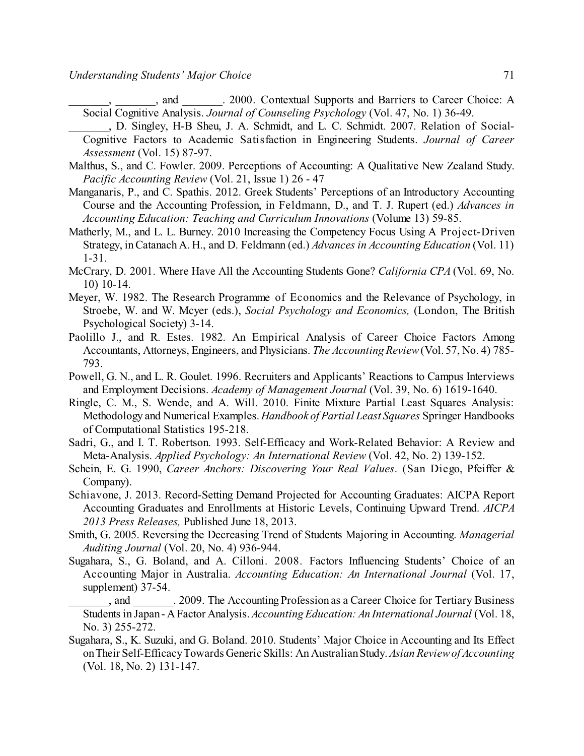_______, _______, and _______. 2000. Contextual Supports and Barriers to Career Choice: A Social Cognitive Analysis. *Journal of Counseling Psychology* (Vol. 47, No. 1) 36-49.

_______, D. Singley, H-B Sheu, J. A. Schmidt, and L. C. Schmidt. 2007. Relation of Social-Cognitive Factors to Academic Satisfaction in Engineering Students. *Journal of Career Assessment* (Vol. 15) 87-97.

Malthus, S., and C. Fowler. 2009. Perceptions of Accounting: A Qualitative New Zealand Study. *Pacific Accounting Review* (Vol. 21, Issue 1) 26 - 47

Manganaris, P., and C. Spathis. 2012. Greek Students' Perceptions of an Introductory Accounting Course and the Accounting Profession, in Feldmann, D., and T. J. Rupert (ed.) *Advances in Accounting Education: Teaching and Curriculum Innovations* (Volume 13) 59-85.

Matherly, M., and L. L. Burney. 2010 Increasing the Competency Focus Using A Project-Driven Strategy, in Catanach A. H., and D. Feldmann (ed.) *Advances in Accounting Education* (Vol. 11) 1-31.

McCrary, D. 2001. Where Have All the Accounting Students Gone? *California CPA* (Vol. 69, No. 10) 10-14.

Meyer, W. 1982. The Research Programme of Economics and the Relevance of Psychology, in Stroebe, W. and W. Mcyer (eds.), *Social Psychology and Economics,* (London, The British Psychological Society) 3-14.

Paolillo J., and R. Estes. 1982. An Empirical Analysis of Career Choice Factors Among Accountants, Attorneys, Engineers, and Physicians. *The Accounting Review* (Vol. 57, No. 4) 785-793.

Powell, G. N., and L. R. Goulet. 1996. Recruiters and Applicants' Reactions to Campus Interviews and Employment Decisions. *Academy of Management Journal* (Vol. 39, No. 6) 1619-1640.

Ringle, C. M., S. Wende, and A. Will. 2010. Finite Mixture Partial Least Squares Analysis: Methodology and Numerical Examples. *Handbook of Partial Least Squares* Springer Handbooks of Computational Statistics 195-218.

Sadri, G., and I. T. Robertson. 1993. Self-Efficacy and Work-Related Behavior: A Review and Meta-Analysis. *Applied Psychology: An International Review* (Vol. 42, No. 2) 139-152.

Schein, E. G. 1990, *Career Anchors: Discovering Your Real Values*. (San Diego, Pfeiffer & Company).

Schiavone, J. 2013. Record-Setting Demand Projected for Accounting Graduates: AICPA Report Accounting Graduates and Enrollments at Historic Levels, Continuing Upward Trend. *AICPA 2013 Press Releases,* Published June 18, 2013.

Smith, G. 2005. Reversing the Decreasing Trend of Students Majoring in Accounting. *Managerial Auditing Journal* (Vol. 20, No. 4) 936-944.

Sugahara, S., G. Boland, and A. Cilloni. 2008. Factors Influencing Students' Choice of an Accounting Major in Australia. *Accounting Education: An International Journal* (Vol. 17, supplement) 37-54.

_______, and _______. 2009. The Accounting Profession as a Career Choice for Tertiary Business Students in Japan - A Factor Analysis. *Accounting Education: An International Journal* (Vol. 18, No. 3) 255-272.

Sugahara, S., K. Suzuki, and G. Boland. 2010. Students' Major Choice in Accounting and Its Effect on Their Self-Efficacy Towards Generic Skills: An Australian Study. *Asian Review of Accounting* (Vol. 18, No. 2) 131-147.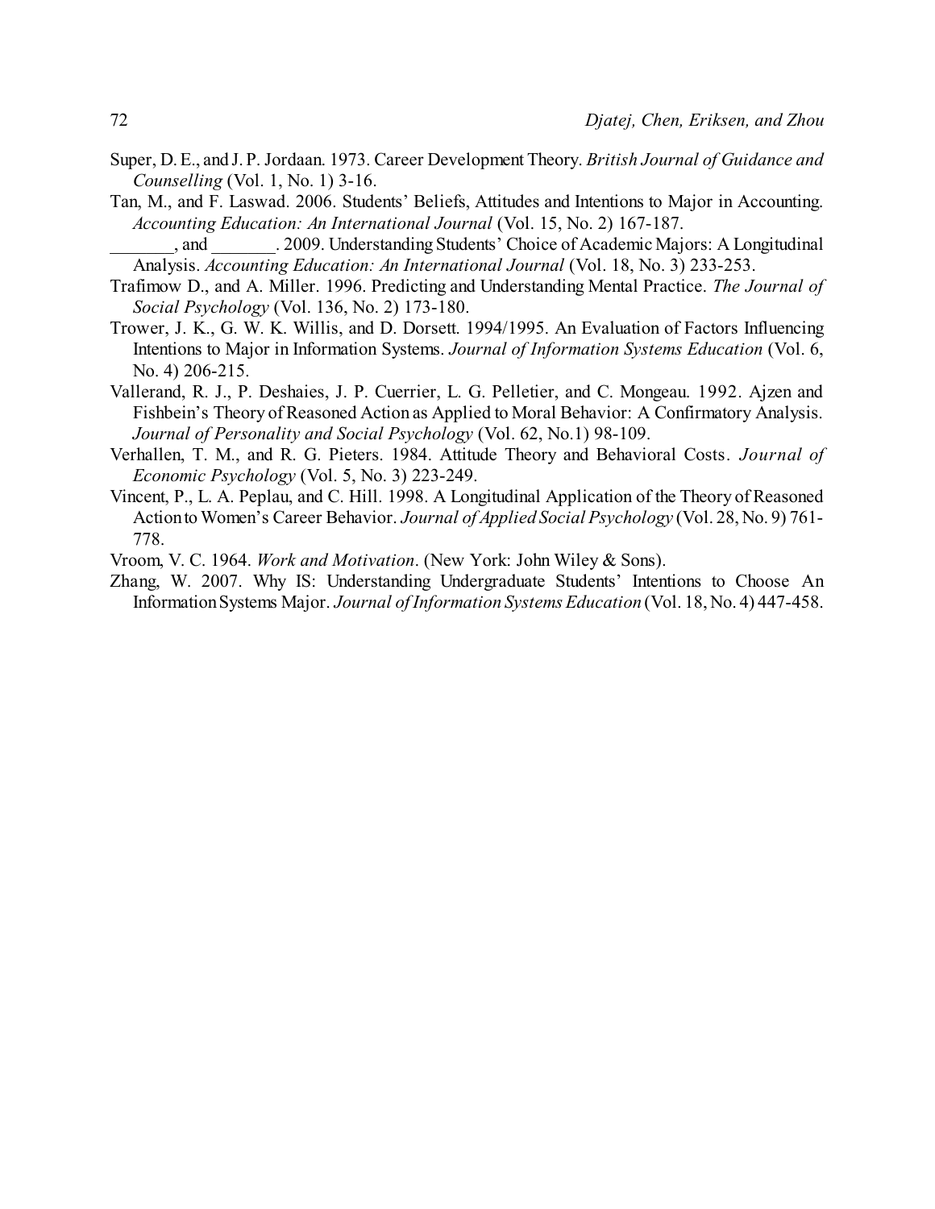Super, D. E., and J. P. Jordaan. 1973. Career Development Theory. *British Journal of Guidance and Counselling* (Vol. 1, No. 1) 3-16.

Tan, M., and F. Laswad. 2006. Students' Beliefs, Attitudes and Intentions to Major in Accounting. *Accounting Education: An International Journal* (Vol. 15, No. 2) 167-187.

_______, and _______. 2009. Understanding Students' Choice of Academic Majors: A Longitudinal Analysis. *Accounting Education: An International Journal* (Vol. 18, No. 3) 233-253.

Trafimow D., and A. Miller. 1996. Predicting and Understanding Mental Practice. *The Journal of Social Psychology* (Vol. 136, No. 2) 173-180.

Trower, J. K., G. W. K. Willis, and D. Dorsett. 1994/1995. An Evaluation of Factors Influencing Intentions to Major in Information Systems. *Journal of Information Systems Education* (Vol. 6, No. 4) 206-215.

Vallerand, R. J., P. Deshaies, J. P. Cuerrier, L. G. Pelletier, and C. Mongeau. 1992. Ajzen and Fishbein's Theory of Reasoned Action as Applied to Moral Behavior: A Confirmatory Analysis. *Journal of Personality and Social Psychology* (Vol. 62, No.1) 98-109.

Verhallen, T. M., and R. G. Pieters. 1984. Attitude Theory and Behavioral Costs. *Journal of Economic Psychology* (Vol. 5, No. 3) 223-249.

Vincent, P., L. A. Peplau, and C. Hill. 1998. A Longitudinal Application of the Theory of Reasoned Action to Women's Career Behavior. *Journal of Applied Social Psychology* (Vol. 28, No. 9) 761-778.

Vroom, V. C. 1964. *Work and Motivation*. (New York: John Wiley & Sons).

Zhang, W. 2007. Why IS: Understanding Undergraduate Students' Intentions to Choose An Information Systems Major. *Journal of Information Systems Education* (Vol. 18, No. 4) 447-458.